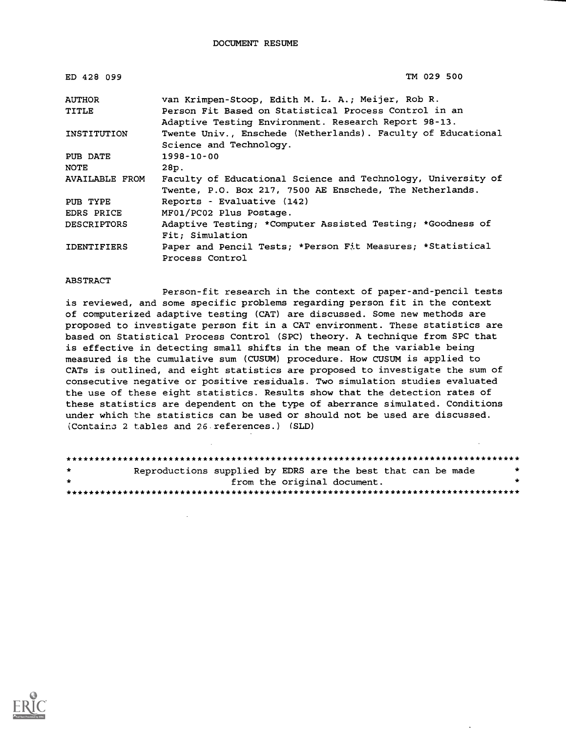DOCUMENT RESUME

| | |
|---|---|
| ED 428 099 | TM 029 500 |
| AUTHOR | van Krimpen-Stoop, Edith M. L. A.; Meijer, Rob R. |
| TITLE | Person Fit Based on Statistical Process Control in an Adaptive Testing Environment. Research Report 98-13. |
| INSTITUTION | Twente Univ., Enschede (Netherlands). Faculty of Educational Science and Technology. |
| PUB DATE | 1998-10-00 |
| NOTE | 28p. |
| AVAILABLE FROM | Faculty of Educational Science and Technology, University of Twente, P.O. Box 217, 7500 AE Enschede, The Netherlands. |
| PUB TYPE | Reports - Evaluative (142) |
| EDRS PRICE | MF01/PC02 Plus Postage. |
| DESCRIPTORS | Adaptive Testing; *Computer Assisted Testing; *Goodness of Fit; Simulation |
| IDENTIFIERS | Paper and Pencil Tests; *Person Fit Measures; *Statistical Process Control |

ABSTRACT

Person-fit research in the context of paper-and-pencil tests is reviewed, and some specific problems regarding person fit in the context of computerized adaptive testing (CAT) are discussed. Some new methods are proposed to investigate person fit in a CAT environment. These statistics are based on Statistical Process Control (SPC) theory. A technique from SPC that is effective in detecting small shifts in the mean of the variable being measured is the cumulative sum (CUSUM) procedure. How CUSUM is applied to CATs is outlined, and eight statistics are proposed to investigate the sum of consecutive negative or positive residuals. Two simulation studies evaluated the use of these eight statistics. Results show that the detection rates of these statistics are dependent on the type of aberrance simulated. Conditions under which the statistics can be used or should not be used are discussed. (Contains 2 tables and 26 references.) (SLD)

********************************************************************************
* Reproductions supplied by EDRS are the best that can be made *
* from the original document. *
********************************************************************************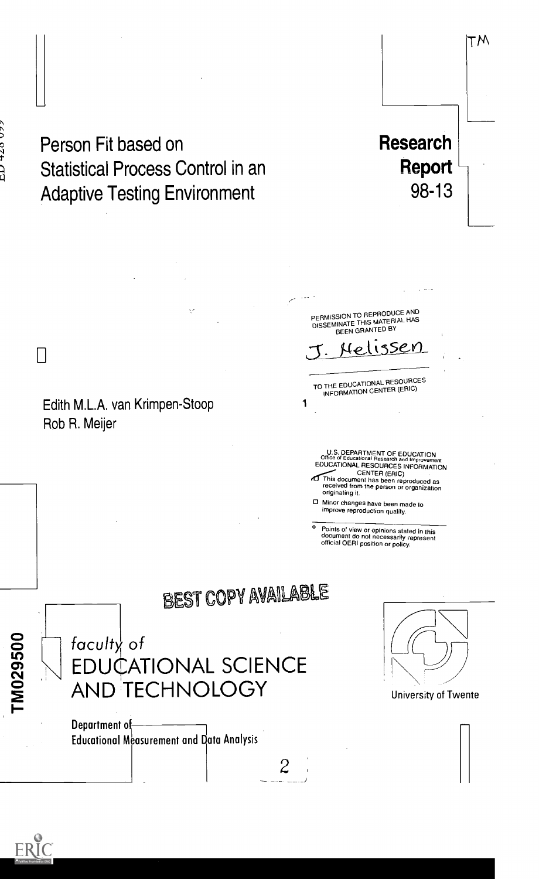# Person Fit based on Statistical Process Control in an Adaptive Testing Environment

**Research Report 98-13**

Edith M.L.A. van Krimpen-Stoop
Rob R. Meijer

PERMISSION TO REPRODUCE AND DISSEMINATE THIS MATERIAL HAS BEEN GRANTED BY

J. Nelissen

TO THE EDUCATIONAL RESOURCES INFORMATION CENTER (ERIC)

U.S. DEPARTMENT OF EDUCATION
Office of Educational Research and Improvement
EDUCATIONAL RESOURCES INFORMATION CENTER (ERIC)

- This document has been reproduced as received from the person or organization originating it.
- Minor changes have been made to improve reproduction quality.

Points of view or opinions stated in this document do not necessarily represent official OERI position or policy.

BEST COPY AVAILABLE

faculty of
EDUCATIONAL SCIENCE AND TECHNOLOGY

Department of Educational Measurement and Data Analysis

University of Twente

TM029500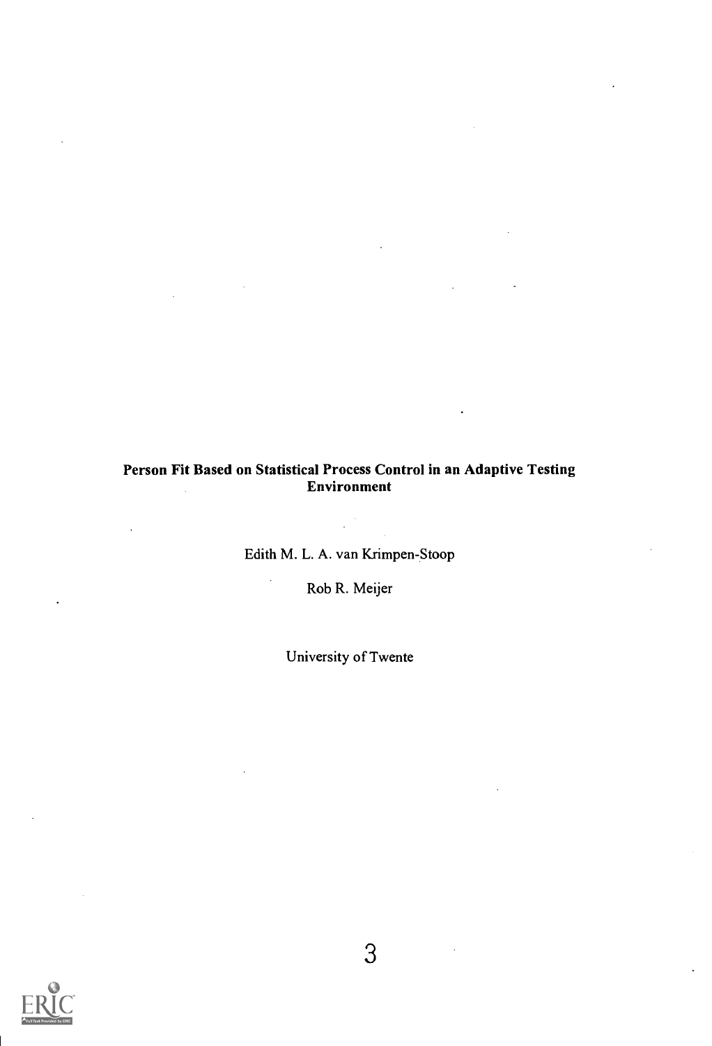**Person Fit Based on Statistical Process Control in an Adaptive Testing Environment**

Edith M. L. A. van Krimpen-Stoop

Rob R. Meijer

University of Twente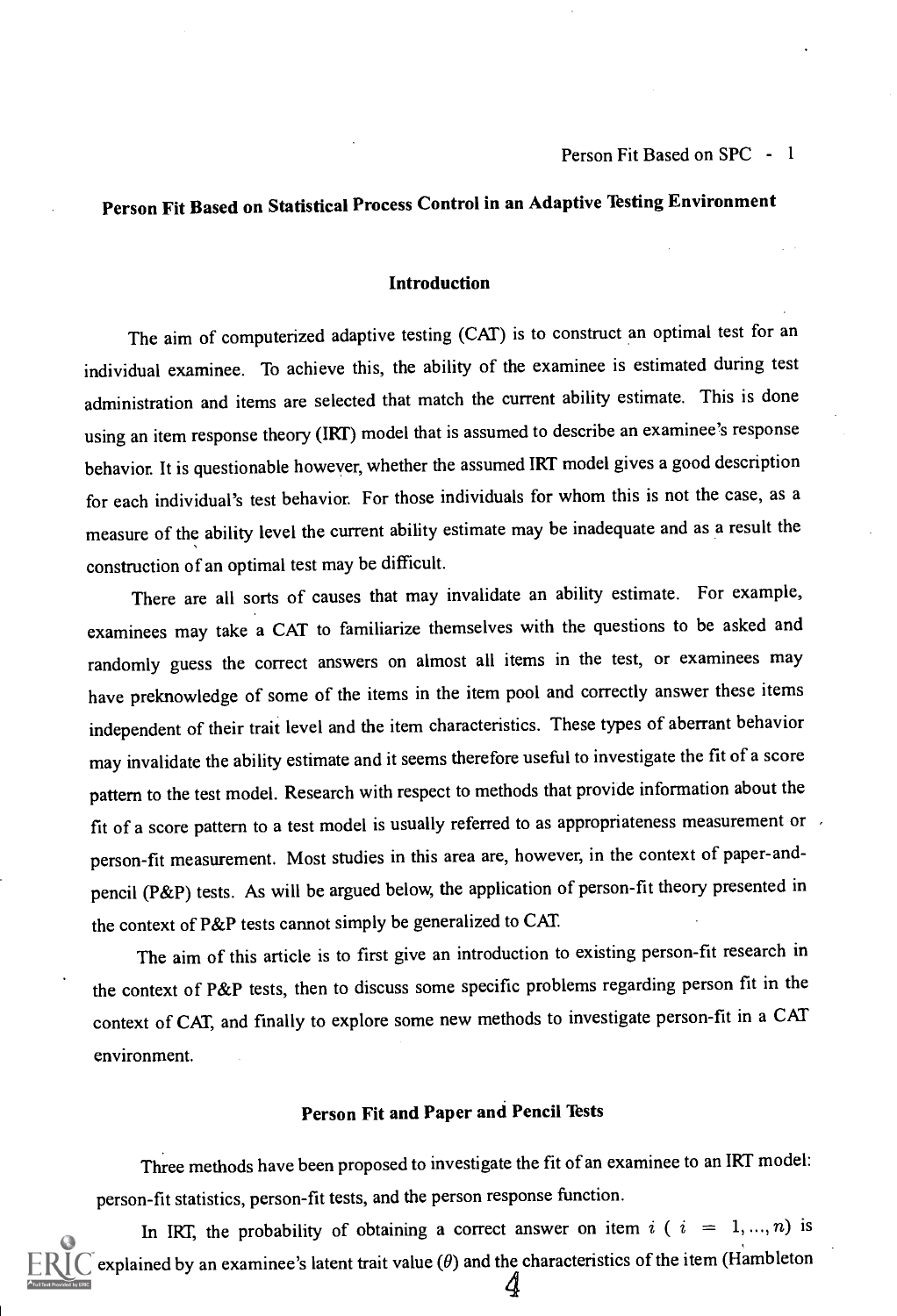# Person Fit Based on Statistical Process Control in an Adaptive Testing Environment

## Introduction

The aim of computerized adaptive testing (CAT) is to construct an optimal test for an individual examinee. To achieve this, the ability of the examinee is estimated during test administration and items are selected that match the current ability estimate. This is done using an item response theory (IRT) model that is assumed to describe an examinee's response behavior. It is questionable however, whether the assumed IRT model gives a good description for each individual's test behavior. For those individuals for whom this is not the case, as a measure of the ability level the current ability estimate may be inadequate and as a result the construction of an optimal test may be difficult.

There are all sorts of causes that may invalidate an ability estimate. For example, examinees may take a CAT to familiarize themselves with the questions to be asked and randomly guess the correct answers on almost all items in the test, or examinees may have preknowledge of some of the items in the item pool and correctly answer these items independent of their trait level and the item characteristics. These types of aberrant behavior may invalidate the ability estimate and it seems therefore useful to investigate the fit of a score pattern to the test model. Research with respect to methods that provide information about the fit of a score pattern to a test model is usually referred to as appropriateness measurement or person-fit measurement. Most studies in this area are, however, in the context of paper-and-pencil (P&P) tests. As will be argued below, the application of person-fit theory presented in the context of P&P tests cannot simply be generalized to CAT.

The aim of this article is to first give an introduction to existing person-fit research in the context of P&P tests, then to discuss some specific problems regarding person fit in the context of CAT, and finally to explore some new methods to investigate person-fit in a CAT environment.

## Person Fit and Paper and Pencil Tests

Three methods have been proposed to investigate the fit of an examinee to an IRT model: person-fit statistics, person-fit tests, and the person response function.

In IRT, the probability of obtaining a correct answer on item $i$ ( $i = 1, ..., n$) is explained by an examinee's latent trait value ($\theta$) and the characteristics of the item (Hambleton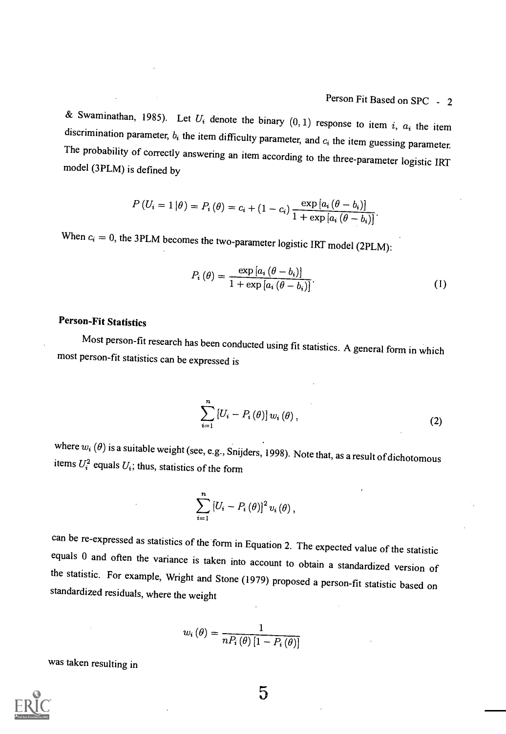& Swaminathan, 1985). Let $U_i$ denote the binary $(0, 1)$ response to item $i$, $a_i$ the item discrimination parameter, $b_i$ the item difficulty parameter, and $c_i$ the item guessing parameter. The probability of correctly answering an item according to the three-parameter logistic IRT model (3PLM) is defined by

$$P(U_i = 1 | \theta) = P_i(\theta) = c_i + (1 - c_i) \frac{\exp[a_i(\theta - b_i)]}{1 + \exp[a_i(\theta - b_i)]}.$$

When $c_i = 0$, the 3PLM becomes the two-parameter logistic IRT model (2PLM):

$$P_i(\theta) = \frac{\exp[a_i(\theta - b_i)]}{1 + \exp[a_i(\theta - b_i)]}. \tag{1}$$

### Person-Fit Statistics

Most person-fit research has been conducted using fit statistics. A general form in which most person-fit statistics can be expressed is

$$\sum_{i=1}^{n} [U_i - P_i(\theta)] w_i(\theta), \tag{2}$$

where $w_i(\theta)$ is a suitable weight (see, e.g., Snijders, 1998). Note that, as a result of dichotomous items $U_i^2$ equals $U_i$; thus, statistics of the form

$$\sum_{i=1}^{n} [U_i - P_i(\theta)]^2 v_i(\theta),$$

can be re-expressed as statistics of the form in Equation 2. The expected value of the statistic equals 0 and often the variance is taken into account to obtain a standardized version of the statistic. For example, Wright and Stone (1979) proposed a person-fit statistic based on standardized residuals, where the weight

$$w_i(\theta) = \frac{1}{nP_i(\theta)[1 - P_i(\theta)]}$$

was taken resulting in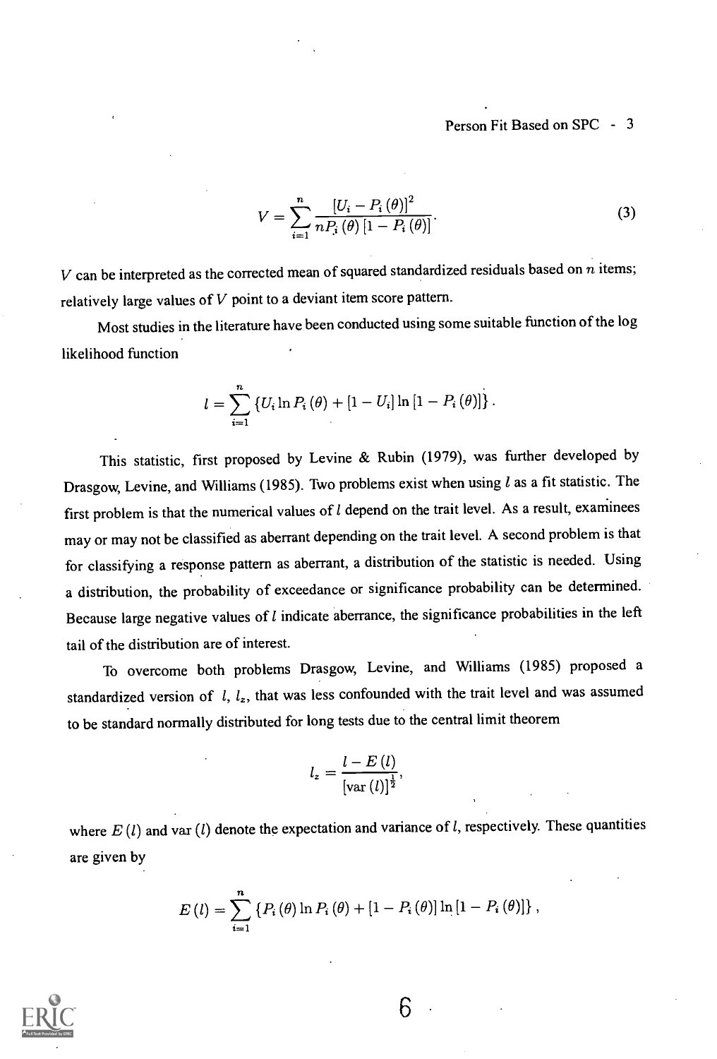$$V = \sum_{i=1}^{n} \frac{[U_i - P_i(\theta)]^2}{nP_i(\theta)[1 - P_i(\theta)]}. \tag{3}$$

$V$ can be interpreted as the corrected mean of squared standardized residuals based on $n$ items; relatively large values of $V$ point to a deviant item score pattern.

Most studies in the literature have been conducted using some suitable function of the log likelihood function

$$l = \sum_{i=1}^{n} \{U_i \ln P_i(\theta) + [1 - U_i] \ln [1 - P_i(\theta)]\}.$$

This statistic, first proposed by Levine & Rubin (1979), was further developed by Drasgow, Levine, and Williams (1985). Two problems exist when using $l$ as a fit statistic. The first problem is that the numerical values of $l$ depend on the trait level. As a result, examinees may or may not be classified as aberrant depending on the trait level. A second problem is that for classifying a response pattern as aberrant, a distribution of the statistic is needed. Using a distribution, the probability of exceedance or significance probability can be determined. Because large negative values of $l$ indicate aberrance, the significance probabilities in the left tail of the distribution are of interest.

To overcome both problems Drasgow, Levine, and Williams (1985) proposed a standardized version of $l$, $l_z$, that was less confounded with the trait level and was assumed to be standard normally distributed for long tests due to the central limit theorem

$$l_z = \frac{l - E(l)}{[\text{var}(l)]^{\frac{1}{2}}},$$

where $E(l)$ and $\text{var}(l)$ denote the expectation and variance of $l$, respectively. These quantities are given by

$$E(l) = \sum_{i=1}^{n} \{P_i(\theta) \ln P_i(\theta) + [1 - P_i(\theta)] \ln [1 - P_i(\theta)]\},$$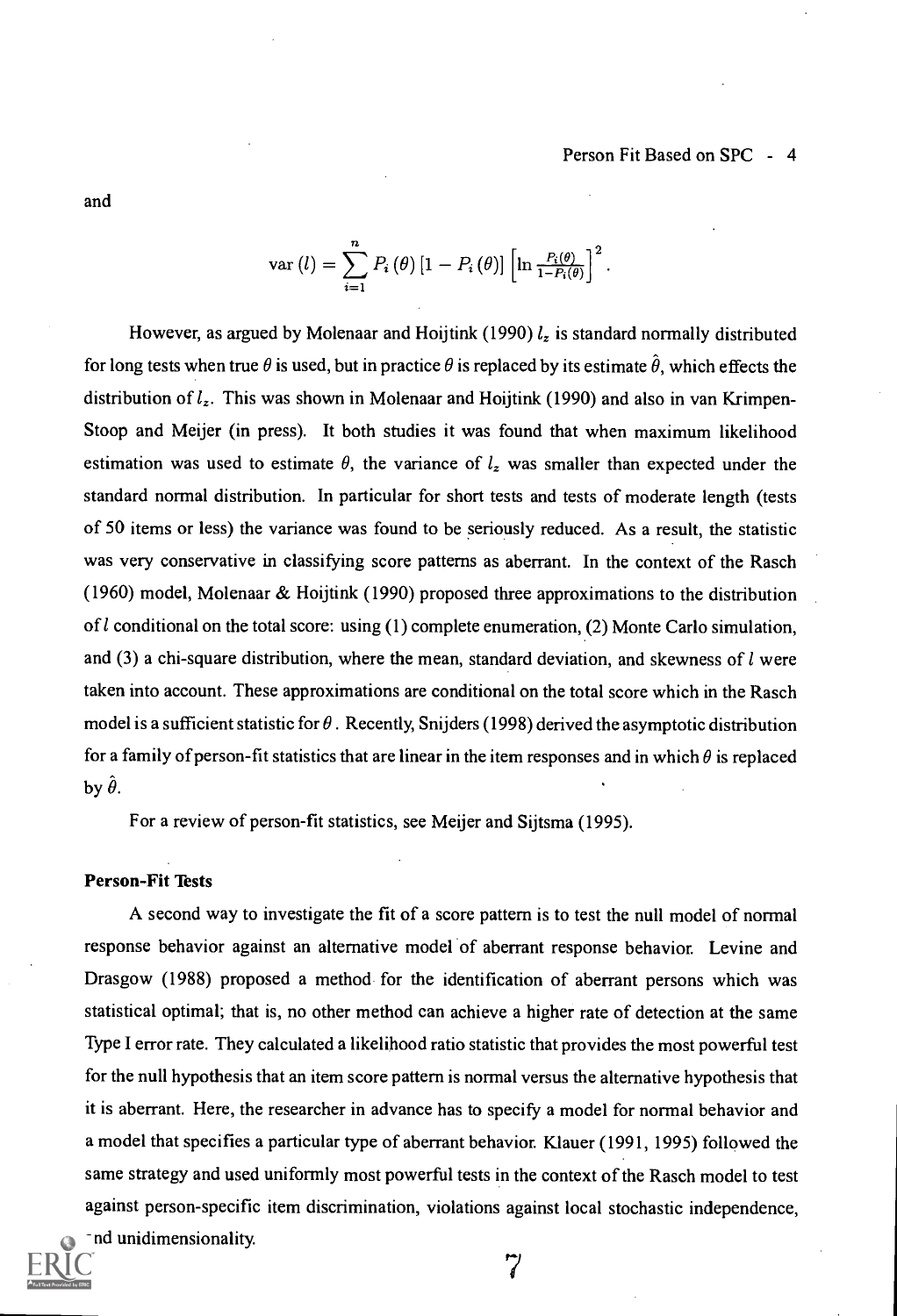and

$$\text{var}(l) = \sum_{i=1}^{n} P_i(\theta)\left[1 - P_i(\theta)\right]\left[\ln \frac{P_i(\theta)}{1-P_i(\theta)}\right]^2 .$$

However, as argued by Molenaar and Hoijtink (1990) $l_z$ is standard normally distributed for long tests when true $\theta$ is used, but in practice $\theta$ is replaced by its estimate $\hat{\theta}$, which effects the distribution of $l_z$. This was shown in Molenaar and Hoijtink (1990) and also in van Krimpen-Stoop and Meijer (in press). It both studies it was found that when maximum likelihood estimation was used to estimate $\theta$, the variance of $l_z$ was smaller than expected under the standard normal distribution. In particular for short tests and tests of moderate length (tests of 50 items or less) the variance was found to be seriously reduced. As a result, the statistic was very conservative in classifying score patterns as aberrant. In the context of the Rasch (1960) model, Molenaar & Hoijtink (1990) proposed three approximations to the distribution of $l$ conditional on the total score: using (1) complete enumeration, (2) Monte Carlo simulation, and (3) a chi-square distribution, where the mean, standard deviation, and skewness of $l$ were taken into account. These approximations are conditional on the total score which in the Rasch model is a sufficient statistic for $\theta$. Recently, Snijders (1998) derived the asymptotic distribution for a family of person-fit statistics that are linear in the item responses and in which $\theta$ is replaced by $\hat{\theta}$.

For a review of person-fit statistics, see Meijer and Sijtsma (1995).

**Person-Fit Tests**

A second way to investigate the fit of a score pattern is to test the null model of normal response behavior against an alternative model of aberrant response behavior. Levine and Drasgow (1988) proposed a method for the identification of aberrant persons which was statistical optimal; that is, no other method can achieve a higher rate of detection at the same Type I error rate. They calculated a likelihood ratio statistic that provides the most powerful test for the null hypothesis that an item score pattern is normal versus the alternative hypothesis that it is aberrant. Here, the researcher in advance has to specify a model for normal behavior and a model that specifies a particular type of aberrant behavior. Klauer (1991, 1995) followed the same strategy and used uniformly most powerful tests in the context of the Rasch model to test against person-specific item discrimination, violations against local stochastic independence, and unidimensionality.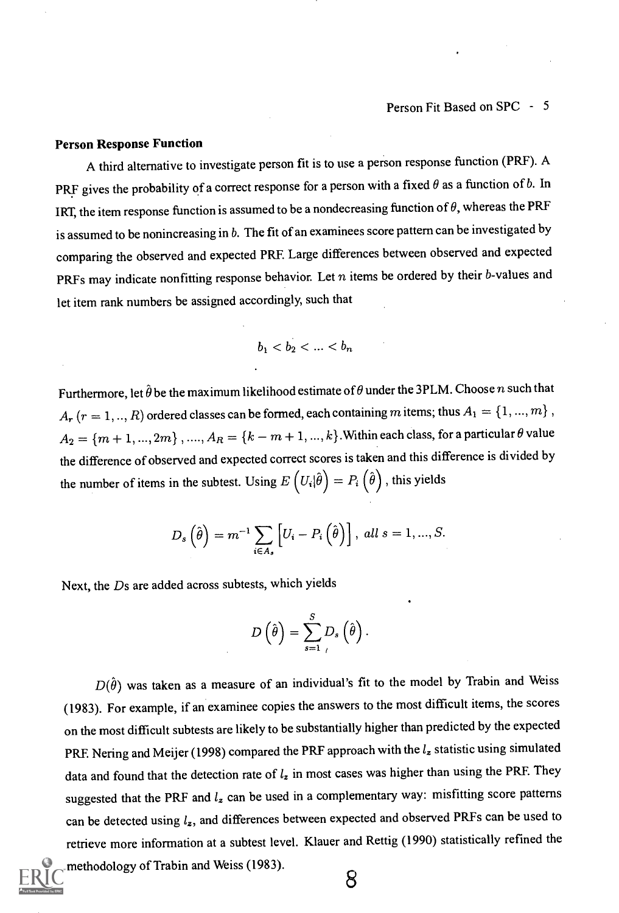**Person Response Function**

A third alternative to investigate person fit is to use a person response function (PRF). A PRF gives the probability of a correct response for a person with a fixed $\theta$ as a function of $b$. In IRT, the item response function is assumed to be a nondecreasing function of $\theta$, whereas the PRF is assumed to be nonincreasing in $b$. The fit of an examinees score pattern can be investigated by comparing the observed and expected PRF. Large differences between observed and expected PRFs may indicate nonfitting response behavior. Let $n$ items be ordered by their $b$-values and let item rank numbers be assigned accordingly, such that

$$b_1 < b_2 < ... < b_n$$

Furthermore, let $\hat{\theta}$ be the maximum likelihood estimate of $\theta$ under the 3PLM. Choose $n$ such that $A_r$ $(r = 1, .., R)$ ordered classes can be formed, each containing $m$ items; thus $A_1 = \{1, ..., m\}$, $A_2 = \{m+1, ..., 2m\}$, ...., $A_R = \{k-m+1, ..., k\}$. Within each class, for a particular $\theta$ value the difference of observed and expected correct scores is taken and this difference is divided by the number of items in the subtest. Using $E\left(U_i|\hat{\theta}\right) = P_i\left(\hat{\theta}\right)$, this yields

$$D_s\left(\hat{\theta}\right) = m^{-1} \sum_{i \in A_s} \left[U_i - P_i\left(\hat{\theta}\right)\right], \ all\ s = 1, ..., S.$$

Next, the $D$s are added across subtests, which yields

$$D\left(\hat{\theta}\right) = \sum_{s=1}^{S} D_s\left(\hat{\theta}\right).$$

$D(\hat{\theta})$ was taken as a measure of an individual's fit to the model by Trabin and Weiss (1983). For example, if an examinee copies the answers to the most difficult items, the scores on the most difficult subtests are likely to be substantially higher than predicted by the expected PRF. Nering and Meijer (1998) compared the PRF approach with the $l_z$ statistic using simulated data and found that the detection rate of $l_z$ in most cases was higher than using the PRF. They suggested that the PRF and $l_z$ can be used in a complementary way: misfitting score patterns can be detected using $l_z$, and differences between expected and observed PRFs can be used to retrieve more information at a subtest level. Klauer and Rettig (1990) statistically refined the methodology of Trabin and Weiss (1983).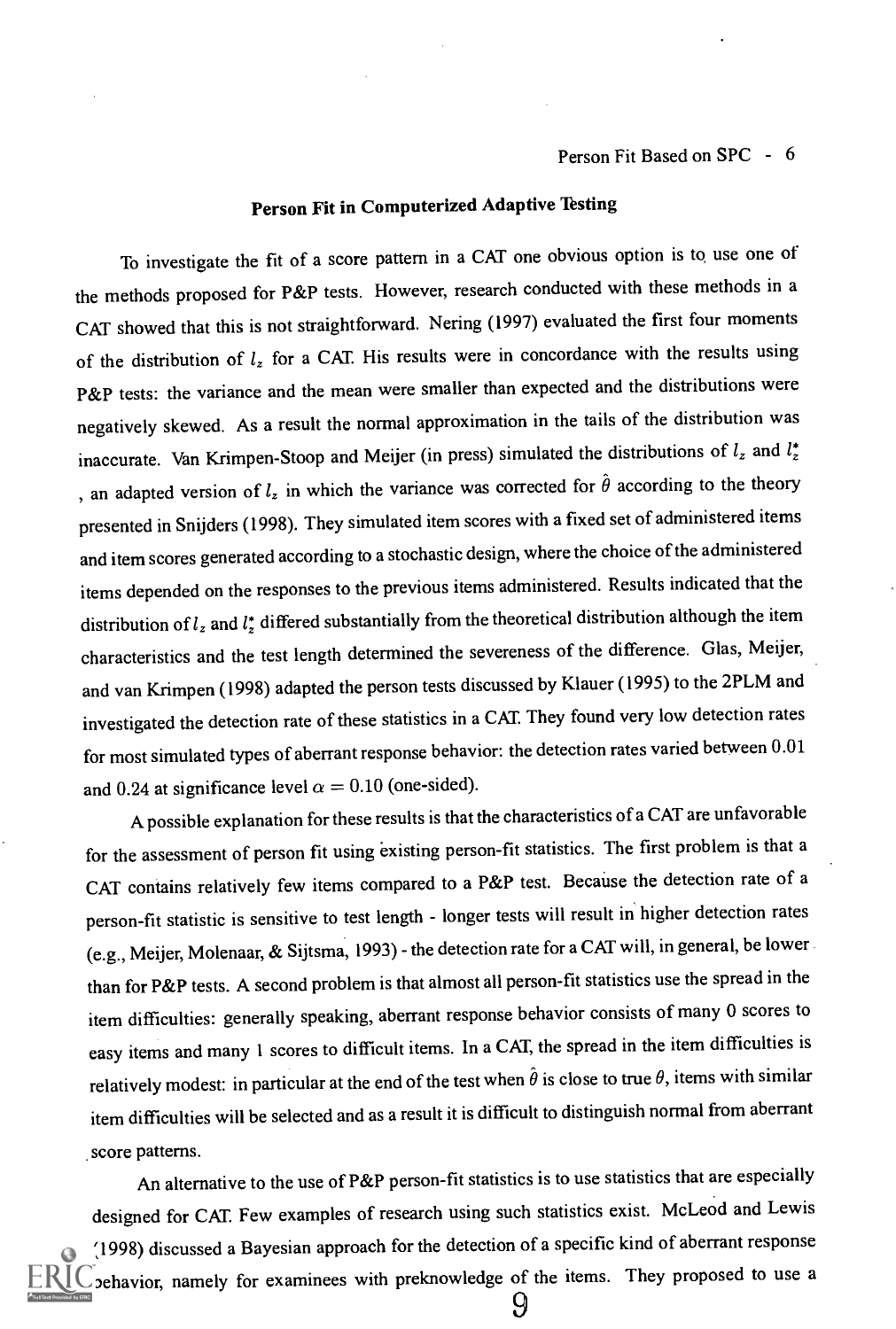## Person Fit in Computerized Adaptive Testing

To investigate the fit of a score pattern in a CAT one obvious option is to use one of the methods proposed for P&P tests. However, research conducted with these methods in a CAT showed that this is not straightforward. Nering (1997) evaluated the first four moments of the distribution of $l_z$ for a CAT. His results were in concordance with the results using P&P tests: the variance and the mean were smaller than expected and the distributions were negatively skewed. As a result the normal approximation in the tails of the distribution was inaccurate. Van Krimpen-Stoop and Meijer (in press) simulated the distributions of $l_z$ and $l_z^*$, an adapted version of $l_z$ in which the variance was corrected for $\hat{\theta}$ according to the theory presented in Snijders (1998). They simulated item scores with a fixed set of administered items and item scores generated according to a stochastic design, where the choice of the administered items depended on the responses to the previous items administered. Results indicated that the distribution of $l_z$ and $l_z^*$ differed substantially from the theoretical distribution although the item characteristics and the test length determined the severeness of the difference. Glas, Meijer, and van Krimpen (1998) adapted the person tests discussed by Klauer (1995) to the 2PLM and investigated the detection rate of these statistics in a CAT. They found very low detection rates for most simulated types of aberrant response behavior: the detection rates varied between 0.01 and 0.24 at significance level $\alpha = 0.10$ (one-sided).

A possible explanation for these results is that the characteristics of a CAT are unfavorable for the assessment of person fit using existing person-fit statistics. The first problem is that a CAT contains relatively few items compared to a P&P test. Because the detection rate of a person-fit statistic is sensitive to test length - longer tests will result in higher detection rates (e.g., Meijer, Molenaar, & Sijtsma, 1993) - the detection rate for a CAT will, in general, be lower than for P&P tests. A second problem is that almost all person-fit statistics use the spread in the item difficulties: generally speaking, aberrant response behavior consists of many 0 scores to easy items and many 1 scores to difficult items. In a CAT, the spread in the item difficulties is relatively modest: in particular at the end of the test when $\hat{\theta}$ is close to true $\theta$, items with similar item difficulties will be selected and as a result it is difficult to distinguish normal from aberrant score patterns.

An alternative to the use of P&P person-fit statistics is to use statistics that are especially designed for CAT. Few examples of research using such statistics exist. McLeod and Lewis (1998) discussed a Bayesian approach for the detection of a specific kind of aberrant response behavior, namely for examinees with preknowledge of the items. They proposed to use a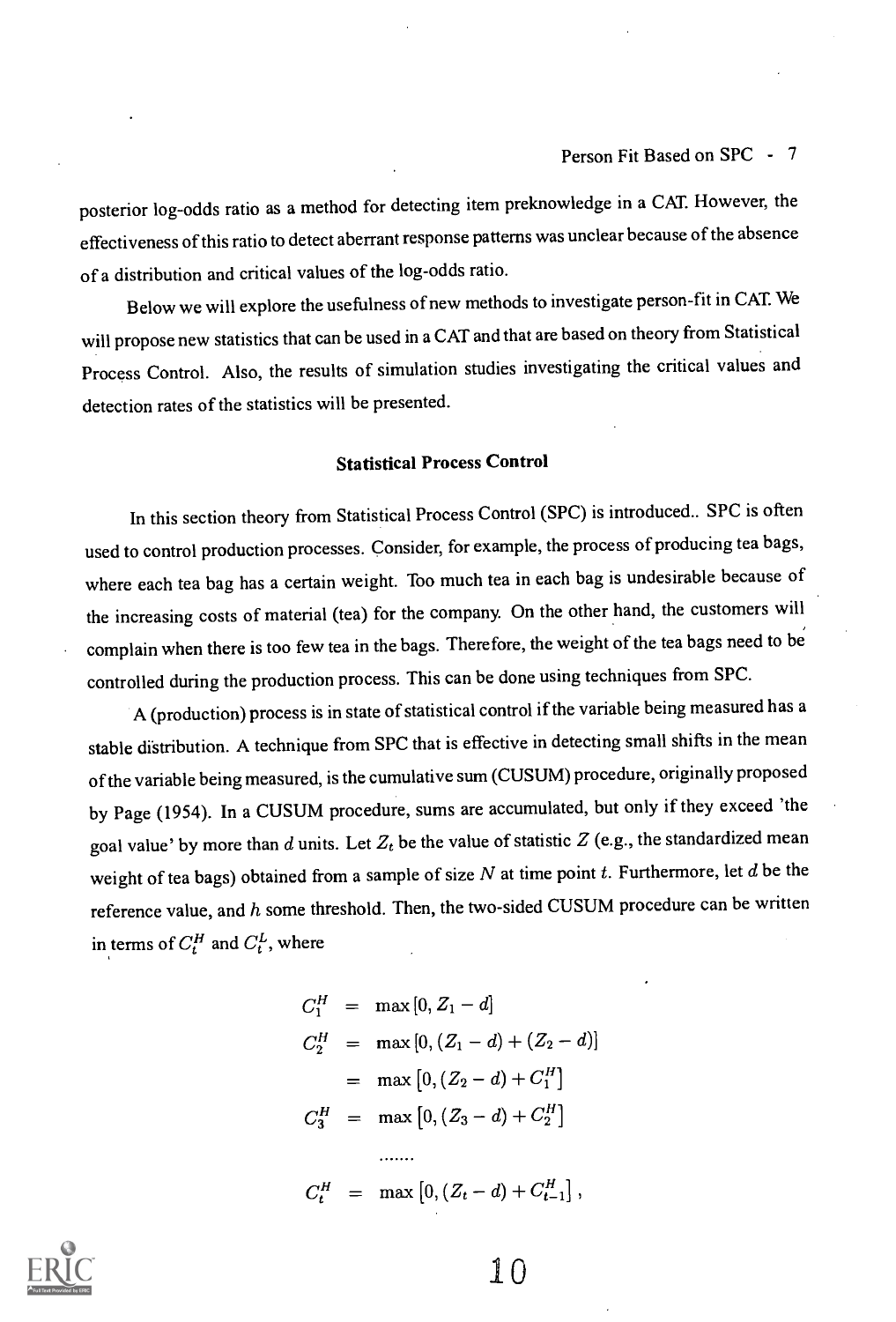posterior log-odds ratio as a method for detecting item preknowledge in a CAT. However, the effectiveness of this ratio to detect aberrant response patterns was unclear because of the absence of a distribution and critical values of the log-odds ratio.

Below we will explore the usefulness of new methods to investigate person-fit in CAT. We will propose new statistics that can be used in a CAT and that are based on theory from Statistical Process Control. Also, the results of simulation studies investigating the critical values and detection rates of the statistics will be presented.

## Statistical Process Control

In this section theory from Statistical Process Control (SPC) is introduced.. SPC is often used to control production processes. Consider, for example, the process of producing tea bags, where each tea bag has a certain weight. Too much tea in each bag is undesirable because of the increasing costs of material (tea) for the company. On the other hand, the customers will complain when there is too few tea in the bags. Therefore, the weight of the tea bags need to be controlled during the production process. This can be done using techniques from SPC.

A (production) process is in state of statistical control if the variable being measured has a stable distribution. A technique from SPC that is effective in detecting small shifts in the mean of the variable being measured, is the cumulative sum (CUSUM) procedure, originally proposed by Page (1954). In a CUSUM procedure, sums are accumulated, but only if they exceed 'the goal value' by more than $d$ units. Let $Z_t$ be the value of statistic $Z$ (e.g., the standardized mean weight of tea bags) obtained from a sample of size $N$ at time point $t$. Furthermore, let $d$ be the reference value, and $h$ some threshold. Then, the two-sided CUSUM procedure can be written in terms of $C_t^H$ and $C_t^L$, where

$$
\begin{aligned}
C_1^H &= \max\left[0, Z_1 - d\right] \\
C_2^H &= \max\left[0, (Z_1 - d) + (Z_2 - d)\right] \\
&= \max\left[0, (Z_2 - d) + C_1^H\right] \\
C_3^H &= \max\left[0, (Z_3 - d) + C_2^H\right] \\
&\ldots\ldots. \\
C_t^H &= \max\left[0, (Z_t - d) + C_{t-1}^H\right],
\end{aligned}
$$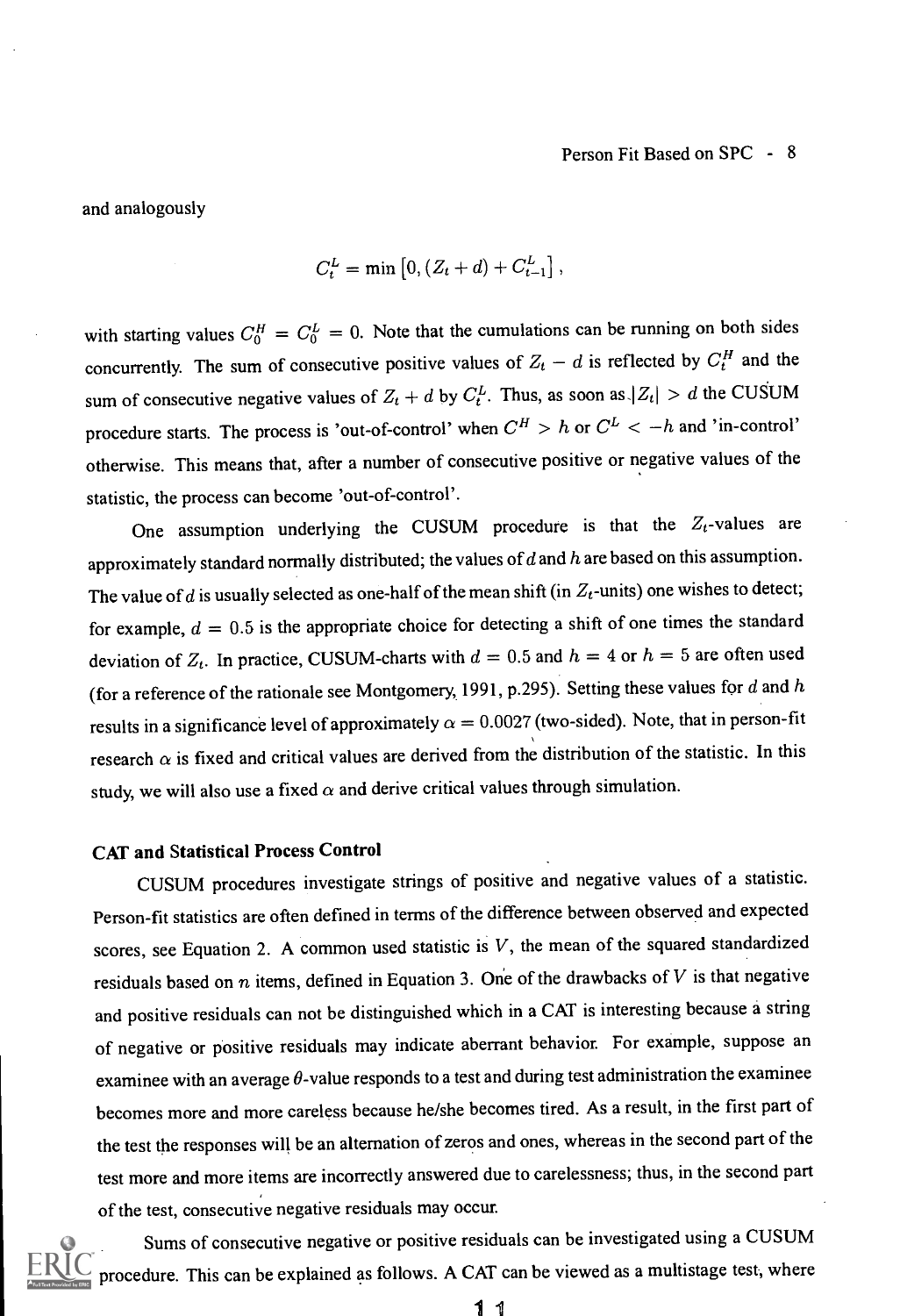and analogously

$$C_t^L = \min\left[0, (Z_t + d) + C_{t-1}^L\right],$$

with starting values $C_0^H = C_0^L = 0$. Note that the cumulations can be running on both sides concurrently. The sum of consecutive positive values of $Z_t - d$ is reflected by $C_t^H$ and the sum of consecutive negative values of $Z_t + d$ by $C_t^L$. Thus, as soon as $|Z_t| > d$ the CUSUM procedure starts. The process is 'out-of-control' when $C^H > h$ or $C^L < -h$ and 'in-control' otherwise. This means that, after a number of consecutive positive or negative values of the statistic, the process can become 'out-of-control'.

One assumption underlying the CUSUM procedure is that the $Z_t$-values are approximately standard normally distributed; the values of $d$ and $h$ are based on this assumption. The value of $d$ is usually selected as one-half of the mean shift (in $Z_t$-units) one wishes to detect; for example, $d = 0.5$ is the appropriate choice for detecting a shift of one times the standard deviation of $Z_t$. In practice, CUSUM-charts with $d = 0.5$ and $h = 4$ or $h = 5$ are often used (for a reference of the rationale see Montgomery, 1991, p.295). Setting these values for $d$ and $h$ results in a significance level of approximately $\alpha = 0.0027$ (two-sided). Note, that in person-fit research $\alpha$ is fixed and critical values are derived from the distribution of the statistic. In this study, we will also use a fixed $\alpha$ and derive critical values through simulation.

### CAT and Statistical Process Control

CUSUM procedures investigate strings of positive and negative values of a statistic. Person-fit statistics are often defined in terms of the difference between observed and expected scores, see Equation 2. A common used statistic is $V$, the mean of the squared standardized residuals based on $n$ items, defined in Equation 3. One of the drawbacks of $V$ is that negative and positive residuals can not be distinguished which in a CAT is interesting because a string of negative or positive residuals may indicate aberrant behavior. For example, suppose an examinee with an average $\theta$-value responds to a test and during test administration the examinee becomes more and more careless because he/she becomes tired. As a result, in the first part of the test the responses will be an alternation of zeros and ones, whereas in the second part of the test more and more items are incorrectly answered due to carelessness; thus, in the second part of the test, consecutive negative residuals may occur.

Sums of consecutive negative or positive residuals can be investigated using a CUSUM procedure. This can be explained as follows. A CAT can be viewed as a multistage test, where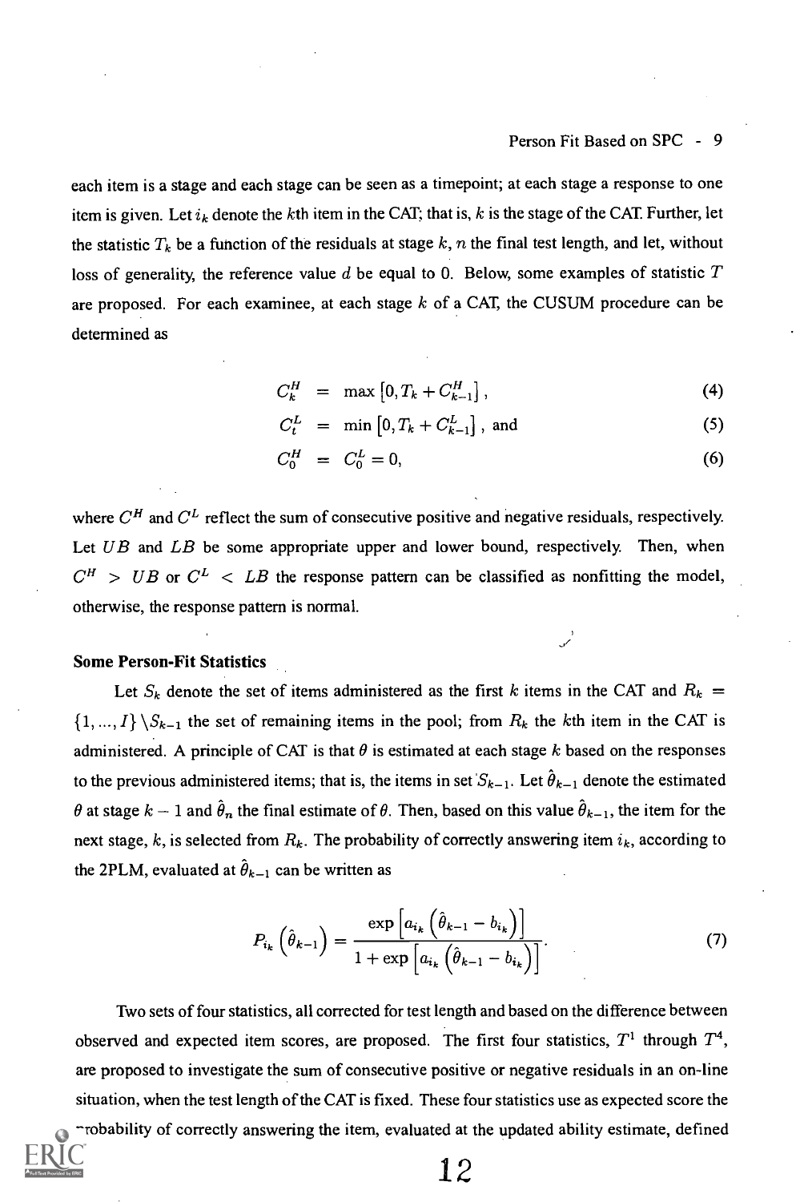each item is a stage and each stage can be seen as a timepoint; at each stage a response to one item is given. Let $i_k$ denote the $k$th item in the CAT; that is, $k$ is the stage of the CAT. Further, let the statistic $T_k$ be a function of the residuals at stage $k$, $n$ the final test length, and let, without loss of generality, the reference value $d$ be equal to 0. Below, some examples of statistic $T$ are proposed. For each examinee, at each stage $k$ of a CAT, the CUSUM procedure can be determined as

$$C_k^H = \max\left[0, T_k + C_{k-1}^H\right], \tag{4}$$

$$C_t^L = \min\left[0, T_k + C_{k-1}^L\right], \text{ and} \tag{5}$$

$$C_0^H = C_0^L = 0, \tag{6}$$

where $C^H$ and $C^L$ reflect the sum of consecutive positive and negative residuals, respectively. Let $UB$ and $LB$ be some appropriate upper and lower bound, respectively. Then, when $C^H > UB$ or $C^L < LB$ the response pattern can be classified as nonfitting the model, otherwise, the response pattern is normal.

### Some Person-Fit Statistics

Let $S_k$ denote the set of items administered as the first $k$ items in the CAT and $R_k = \{1, ..., I\} \backslash S_{k-1}$ the set of remaining items in the pool; from $R_k$ the $k$th item in the CAT is administered. A principle of CAT is that $\theta$ is estimated at each stage $k$ based on the responses to the previous administered items; that is, the items in set $S_{k-1}$. Let $\hat{\theta}_{k-1}$ denote the estimated $\theta$ at stage $k-1$ and $\hat{\theta}_n$ the final estimate of $\theta$. Then, based on this value $\hat{\theta}_{k-1}$, the item for the next stage, $k$, is selected from $R_k$. The probability of correctly answering item $i_k$, according to the 2PLM, evaluated at $\hat{\theta}_{k-1}$ can be written as

$$P_{i_k}\left(\hat{\theta}_{k-1}\right) = \frac{\exp\left[a_{i_k}\left(\hat{\theta}_{k-1} - b_{i_k}\right)\right]}{1 + \exp\left[a_{i_k}\left(\hat{\theta}_{k-1} - b_{i_k}\right)\right]}. \tag{7}$$

Two sets of four statistics, all corrected for test length and based on the difference between observed and expected item scores, are proposed. The first four statistics, $T^1$ through $T^4$, are proposed to investigate the sum of consecutive positive or negative residuals in an on-line situation, when the test length of the CAT is fixed. These four statistics use as expected score the probability of correctly answering the item, evaluated at the updated ability estimate, defined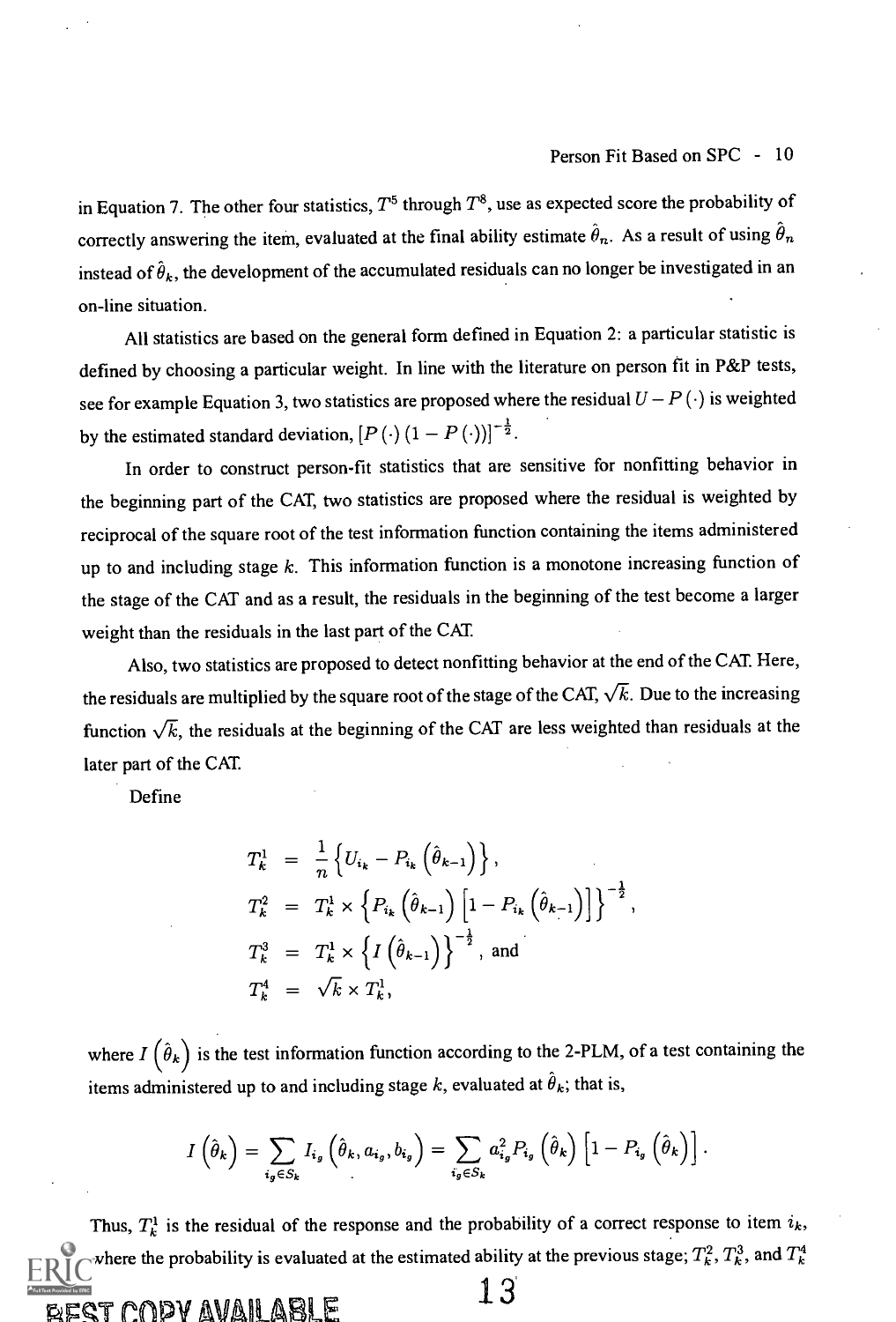in Equation 7. The other four statistics, $T^5$ through $T^8$, use as expected score the probability of correctly answering the item, evaluated at the final ability estimate $\hat{\theta}_n$. As a result of using $\hat{\theta}_n$ instead of $\hat{\theta}_k$, the development of the accumulated residuals can no longer be investigated in an on-line situation.

All statistics are based on the general form defined in Equation 2: a particular statistic is defined by choosing a particular weight. In line with the literature on person fit in P&P tests, see for example Equation 3, two statistics are proposed where the residual $U - P(\cdot)$ is weighted by the estimated standard deviation, $[P(\cdot)(1 - P(\cdot))]^{-\frac{1}{2}}$.

In order to construct person-fit statistics that are sensitive for nonfitting behavior in the beginning part of the CAT, two statistics are proposed where the residual is weighted by reciprocal of the square root of the test information function containing the items administered up to and including stage $k$. This information function is a monotone increasing function of the stage of the CAT and as a result, the residuals in the beginning of the test become a larger weight than the residuals in the last part of the CAT.

Also, two statistics are proposed to detect nonfitting behavior at the end of the CAT. Here, the residuals are multiplied by the square root of the stage of the CAT, $\sqrt{k}$. Due to the increasing function $\sqrt{k}$, the residuals at the beginning of the CAT are less weighted than residuals at the later part of the CAT.

Define

$$
\begin{aligned}
T_k^1 &= \frac{1}{n}\left\{U_{i_k} - P_{i_k}\left(\hat{\theta}_{k-1}\right)\right\}, \\
T_k^2 &= T_k^1 \times \left\{P_{i_k}\left(\hat{\theta}_{k-1}\right)\left[1 - P_{i_k}\left(\hat{\theta}_{k-1}\right)\right]\right\}^{-\frac{1}{2}}, \\
T_k^3 &= T_k^1 \times \left\{I\left(\hat{\theta}_{k-1}\right)\right\}^{-\frac{1}{2}}, \text{ and} \\
T_k^4 &= \sqrt{k} \times T_k^1,
\end{aligned}
$$

where $I\left(\hat{\theta}_k\right)$ is the test information function according to the 2-PLM, of a test containing the items administered up to and including stage $k$, evaluated at $\hat{\theta}_k$; that is,

$$
I\left(\hat{\theta}_k\right) = \sum_{i_g \in S_k} I_{i_g}\left(\hat{\theta}_k, a_{i_g}, b_{i_g}\right) = \sum_{i_g \in S_k} a_{i_g}^2 P_{i_g}\left(\hat{\theta}_k\right)\left[1 - P_{i_g}\left(\hat{\theta}_k\right)\right].
$$

Thus, $T_k^1$ is the residual of the response and the probability of a correct response to item $i_k$, where the probability is evaluated at the estimated ability at the previous stage; $T_k^2$, $T_k^3$, and $T_k^4$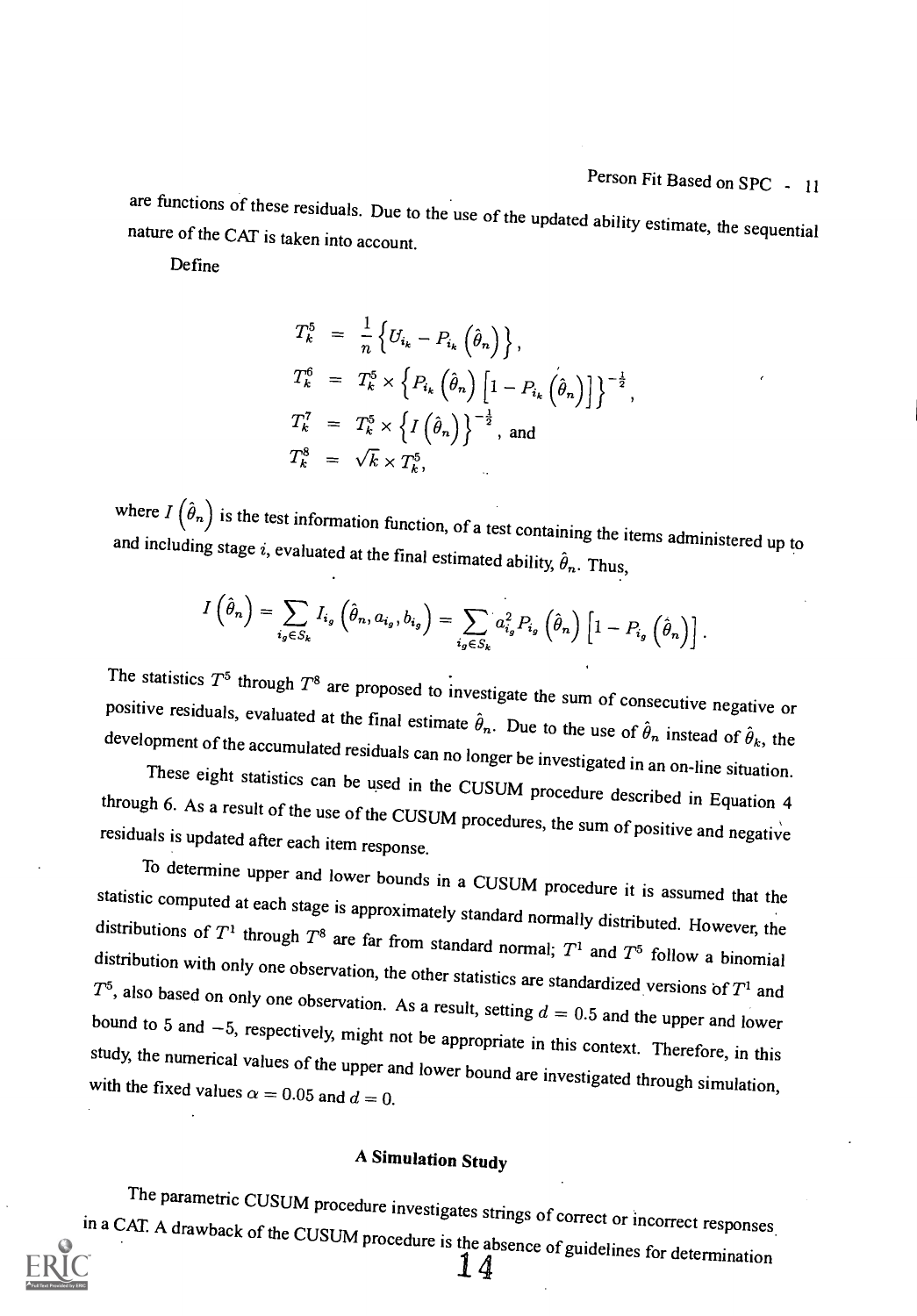are functions of these residuals. Due to the use of the updated ability estimate, the sequential nature of the CAT is taken into account.

Define

$$
\begin{aligned}
T_k^5 &= \frac{1}{n}\left\{U_{i_k} - P_{i_k}\left(\hat{\theta}_n\right)\right\}, \\
T_k^6 &= T_k^5 \times \left\{P_{i_k}\left(\hat{\theta}_n\right)\left[1 - P_{i_k}\left(\hat{\theta}_n\right)\right]\right\}^{-\frac{1}{2}}, \\
T_k^7 &= T_k^5 \times \left\{I\left(\hat{\theta}_n\right)\right\}^{-\frac{1}{2}}, \text{ and} \\
T_k^8 &= \sqrt{k} \times T_k^5,
\end{aligned}
$$

where $I\left(\hat{\theta}_n\right)$ is the test information function, of a test containing the items administered up to and including stage $i$, evaluated at the final estimated ability, $\hat{\theta}_n$. Thus,

$$
I\left(\hat{\theta}_n\right) = \sum_{i_g \in S_k} I_{i_g}\left(\hat{\theta}_n, a_{i_g}, b_{i_g}\right) = \sum_{i_g \in S_k} a_{i_g}^2 P_{i_g}\left(\hat{\theta}_n\right)\left[1 - P_{i_g}\left(\hat{\theta}_n\right)\right].
$$

The statistics $T^5$ through $T^8$ are proposed to investigate the sum of consecutive negative or positive residuals, evaluated at the final estimate $\hat{\theta}_n$. Due to the use of $\hat{\theta}_n$ instead of $\hat{\theta}_k$, the development of the accumulated residuals can no longer be investigated in an on-line situation.

These eight statistics can be used in the CUSUM procedure described in Equation 4 through 6. As a result of the use of the CUSUM procedures, the sum of positive and negative residuals is updated after each item response.

To determine upper and lower bounds in a CUSUM procedure it is assumed that the statistic computed at each stage is approximately standard normally distributed. However, the distributions of $T^1$ through $T^8$ are far from standard normal; $T^1$ and $T^5$ follow a binomial distribution with only one observation, the other statistics are standardized versions of $T^1$ and $T^5$, also based on only one observation. As a result, setting $d = 0.5$ and the upper and lower bound to 5 and $-5$, respectively, might not be appropriate in this context. Therefore, in this study, the numerical values of the upper and lower bound are investigated through simulation, with the fixed values $\alpha = 0.05$ and $d = 0$.

## A Simulation Study

The parametric CUSUM procedure investigates strings of correct or incorrect responses in a CAT. A drawback of the CUSUM procedure is the absence of guidelines for determination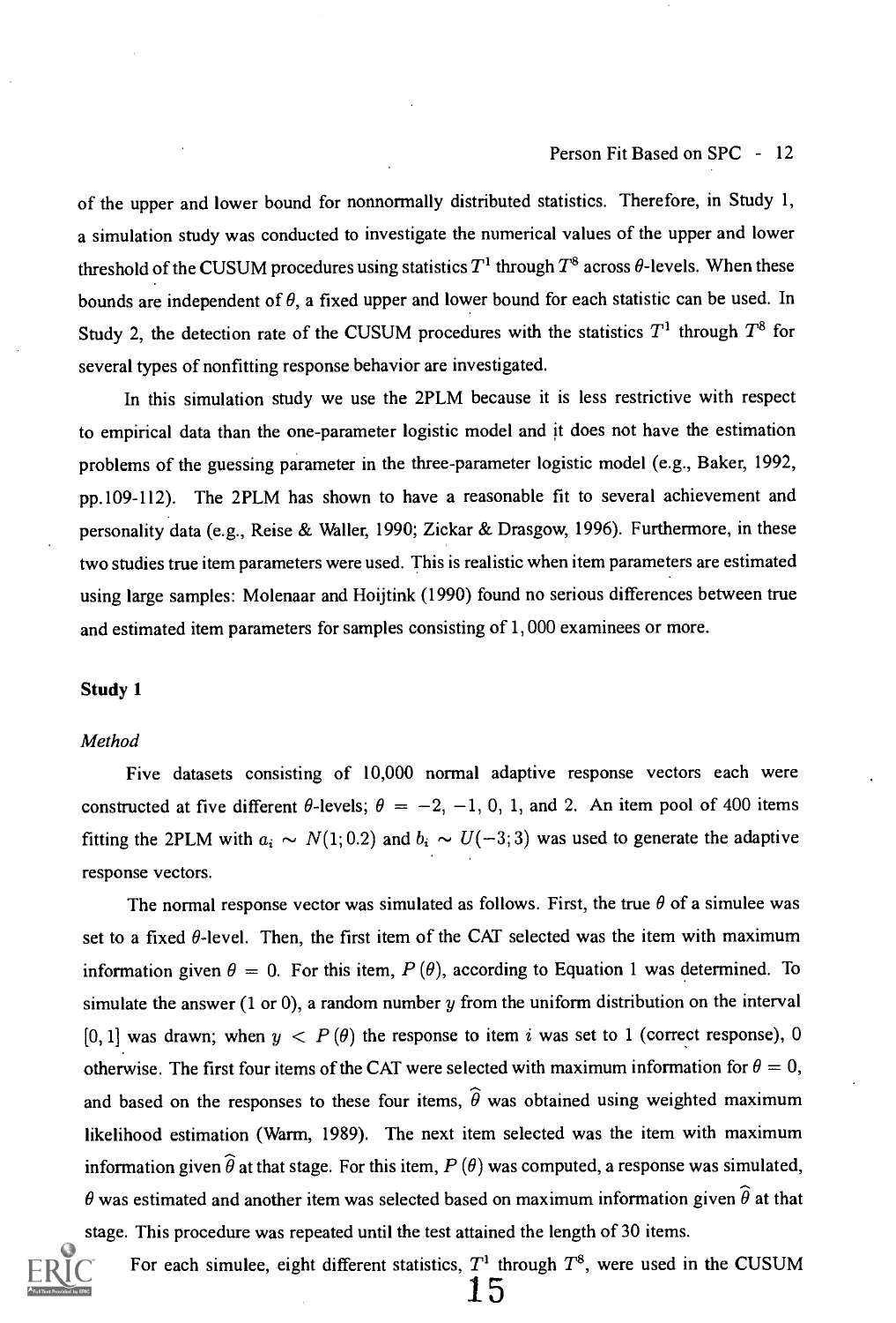of the upper and lower bound for nonnormally distributed statistics. Therefore, in Study 1, a simulation study was conducted to investigate the numerical values of the upper and lower threshold of the CUSUM procedures using statistics $T^1$ through $T^8$ across $\theta$-levels. When these bounds are independent of $\theta$, a fixed upper and lower bound for each statistic can be used. In Study 2, the detection rate of the CUSUM procedures with the statistics $T^1$ through $T^8$ for several types of nonfitting response behavior are investigated.

In this simulation study we use the 2PLM because it is less restrictive with respect to empirical data than the one-parameter logistic model and it does not have the estimation problems of the guessing parameter in the three-parameter logistic model (e.g., Baker, 1992, pp.109-112). The 2PLM has shown to have a reasonable fit to several achievement and personality data (e.g., Reise & Waller, 1990; Zickar & Drasgow, 1996). Furthermore, in these two studies true item parameters were used. This is realistic when item parameters are estimated using large samples: Molenaar and Hoijtink (1990) found no serious differences between true and estimated item parameters for samples consisting of 1,000 examinees or more.

### Study 1

*Method*

Five datasets consisting of 10,000 normal adaptive response vectors each were constructed at five different $\theta$-levels; $\theta = -2, -1, 0, 1,$ and $2$. An item pool of 400 items fitting the 2PLM with $a_i \sim N(1; 0.2)$ and $b_i \sim U(-3; 3)$ was used to generate the adaptive response vectors.

The normal response vector was simulated as follows. First, the true $\theta$ of a simulee was set to a fixed $\theta$-level. Then, the first item of the CAT selected was the item with maximum information given $\theta = 0$. For this item, $P(\theta)$, according to Equation 1 was determined. To simulate the answer (1 or 0), a random number $y$ from the uniform distribution on the interval $[0, 1]$ was drawn; when $y < P(\theta)$ the response to item $i$ was set to 1 (correct response), 0 otherwise. The first four items of the CAT were selected with maximum information for $\theta = 0$, and based on the responses to these four items, $\widehat{\theta}$ was obtained using weighted maximum likelihood estimation (Warm, 1989). The next item selected was the item with maximum information given $\widehat{\theta}$ at that stage. For this item, $P(\theta)$ was computed, a response was simulated, $\theta$ was estimated and another item was selected based on maximum information given $\widehat{\theta}$ at that stage. This procedure was repeated until the test attained the length of 30 items.

For each simulee, eight different statistics, $T^1$ through $T^8$, were used in the CUSUM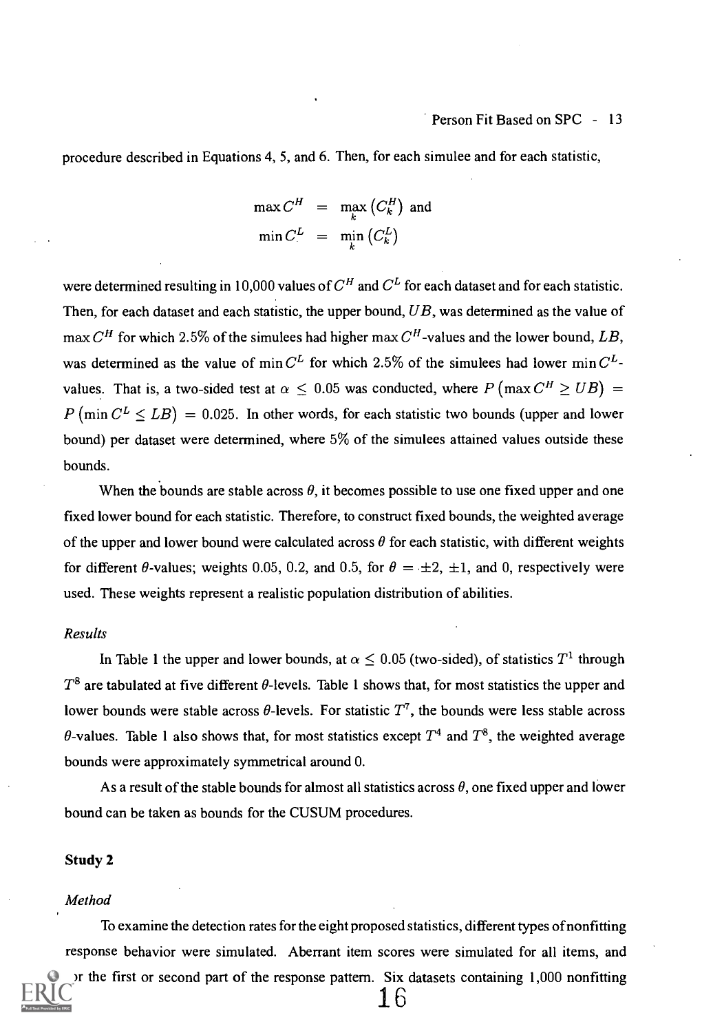procedure described in Equations 4, 5, and 6. Then, for each simulee and for each statistic,

$$\begin{aligned} \max C^H &= \max_k \left(C_k^H\right) \text{ and} \\ \min C^L &= \min_k \left(C_k^L\right) \end{aligned}$$

were determined resulting in 10,000 values of $C^H$ and $C^L$ for each dataset and for each statistic. Then, for each dataset and each statistic, the upper bound, $UB$, was determined as the value of $\max C^H$ for which 2.5% of the simulees had higher $\max C^H$-values and the lower bound, $LB$, was determined as the value of $\min C^L$ for which 2.5% of the simulees had lower $\min C^L$-values. That is, a two-sided test at $\alpha \leq 0.05$ was conducted, where $P\left(\max C^H \geq UB\right) = P\left(\min C^L \leq LB\right) = 0.025$. In other words, for each statistic two bounds (upper and lower bound) per dataset were determined, where 5% of the simulees attained values outside these bounds.

When the bounds are stable across $\theta$, it becomes possible to use one fixed upper and one fixed lower bound for each statistic. Therefore, to construct fixed bounds, the weighted average of the upper and lower bound were calculated across $\theta$ for each statistic, with different weights for different $\theta$-values; weights 0.05, 0.2, and 0.5, for $\theta = \pm 2$, $\pm 1$, and 0, respectively were used. These weights represent a realistic population distribution of abilities.

*Results*

In Table 1 the upper and lower bounds, at $\alpha \leq 0.05$ (two-sided), of statistics $T^1$ through $T^8$ are tabulated at five different $\theta$-levels. Table 1 shows that, for most statistics the upper and lower bounds were stable across $\theta$-levels. For statistic $T^7$, the bounds were less stable across $\theta$-values. Table 1 also shows that, for most statistics except $T^4$ and $T^8$, the weighted average bounds were approximately symmetrical around 0.

As a result of the stable bounds for almost all statistics across $\theta$, one fixed upper and lower bound can be taken as bounds for the CUSUM procedures.

## Study 2

*Method*

To examine the detection rates for the eight proposed statistics, different types of nonfitting response behavior were simulated. Aberrant item scores were simulated for all items, and or the first or second part of the response pattern. Six datasets containing 1,000 nonfitting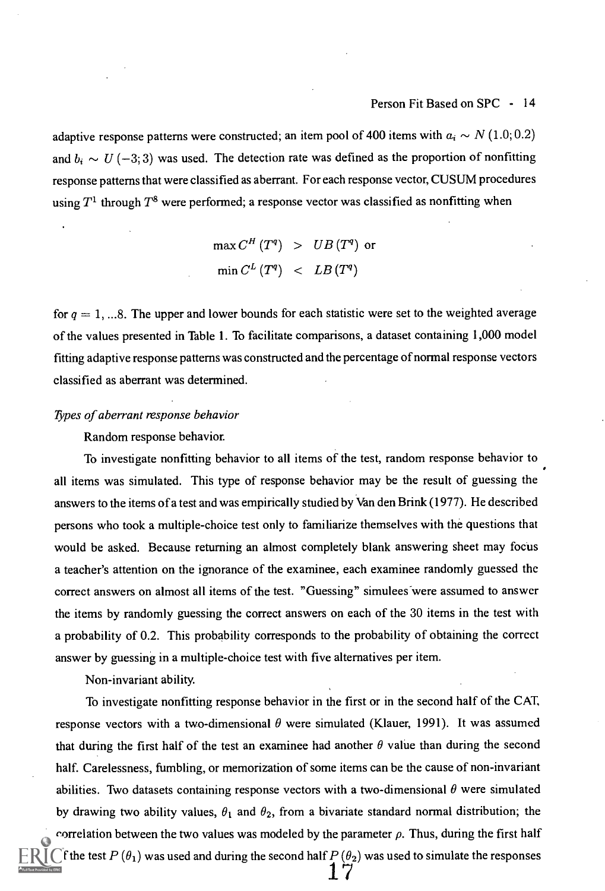adaptive response patterns were constructed; an item pool of 400 items with $a_i \sim N(1.0; 0.2)$ and $b_i \sim U(-3; 3)$ was used. The detection rate was defined as the proportion of nonfitting response patterns that were classified as aberrant. For each response vector, CUSUM procedures using $T^1$ through $T^8$ were performed; a response vector was classified as nonfitting when

$$\begin{aligned} \max C^H(T^q) &> UB(T^q) \text{ or} \\ \min C^L(T^q) &< LB(T^q) \end{aligned}$$

for $q = 1, ...8$. The upper and lower bounds for each statistic were set to the weighted average of the values presented in Table 1. To facilitate comparisons, a dataset containing 1,000 model fitting adaptive response patterns was constructed and the percentage of normal response vectors classified as aberrant was determined.

*Types of aberrant response behavior*

Random response behavior.

To investigate nonfitting behavior to all items of the test, random response behavior to all items was simulated. This type of response behavior may be the result of guessing the answers to the items of a test and was empirically studied by Van den Brink (1977). He described persons who took a multiple-choice test only to familiarize themselves with the questions that would be asked. Because returning an almost completely blank answering sheet may focus a teacher's attention on the ignorance of the examinee, each examinee randomly guessed the correct answers on almost all items of the test. "Guessing" simulees were assumed to answer the items by randomly guessing the correct answers on each of the 30 items in the test with a probability of 0.2. This probability corresponds to the probability of obtaining the correct answer by guessing in a multiple-choice test with five alternatives per item.

Non-invariant ability.

To investigate nonfitting response behavior in the first or in the second half of the CAT, response vectors with a two-dimensional $\theta$ were simulated (Klauer, 1991). It was assumed that during the first half of the test an examinee had another $\theta$ value than during the second half. Carelessness, fumbling, or memorization of some items can be the cause of non-invariant abilities. Two datasets containing response vectors with a two-dimensional $\theta$ were simulated by drawing two ability values, $\theta_1$ and $\theta_2$, from a bivariate standard normal distribution; the correlation between the two values was modeled by the parameter $\rho$. Thus, during the first half of the test $P(\theta_1)$ was used and during the second half $P(\theta_2)$ was used to simulate the responses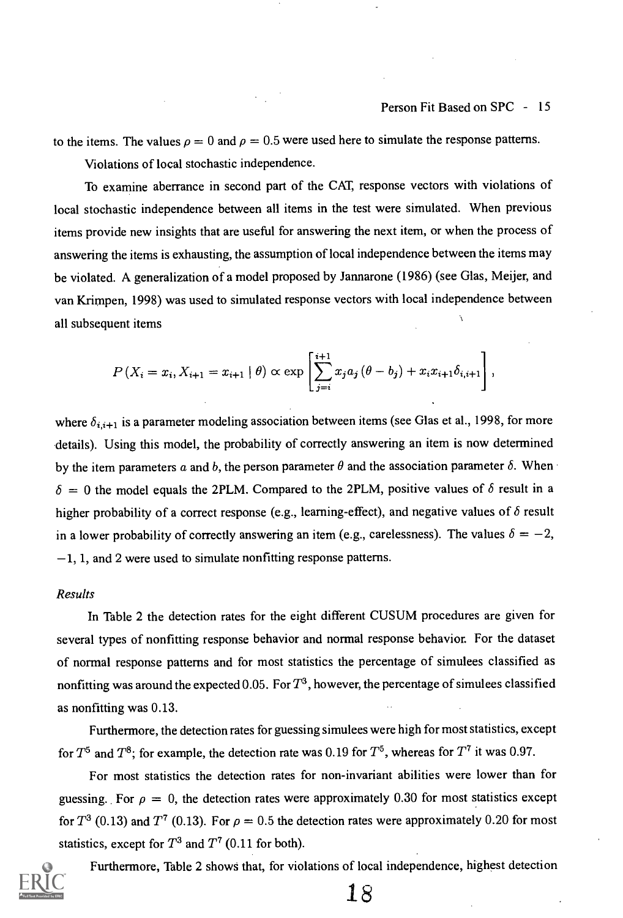to the items. The values $\rho = 0$ and $\rho = 0.5$ were used here to simulate the response patterns.

Violations of local stochastic independence.

To examine aberrance in second part of the CAT, response vectors with violations of local stochastic independence between all items in the test were simulated. When previous items provide new insights that are useful for answering the next item, or when the process of answering the items is exhausting, the assumption of local independence between the items may be violated. A generalization of a model proposed by Jannarone (1986) (see Glas, Meijer, and van Krimpen, 1998) was used to simulated response vectors with local independence between all subsequent items

$$P(X_i = x_i, X_{i+1} = x_{i+1} \mid \theta) \propto \exp\left[\sum_{j=i}^{i+1} x_j a_j (\theta - b_j) + x_i x_{i+1} \delta_{i,i+1}\right],$$

where $\delta_{i,i+1}$ is a parameter modeling association between items (see Glas et al., 1998, for more details). Using this model, the probability of correctly answering an item is now determined by the item parameters $a$ and $b$, the person parameter $\theta$ and the association parameter $\delta$. When $\delta = 0$ the model equals the 2PLM. Compared to the 2PLM, positive values of $\delta$ result in a higher probability of a correct response (e.g., learning-effect), and negative values of $\delta$ result in a lower probability of correctly answering an item (e.g., carelessness). The values $\delta = -2$, $-1$, 1, and 2 were used to simulate nonfitting response patterns.

### *Results*

In Table 2 the detection rates for the eight different CUSUM procedures are given for several types of nonfitting response behavior and normal response behavior. For the dataset of normal response patterns and for most statistics the percentage of simulees classified as nonfitting was around the expected 0.05. For $T^3$, however, the percentage of simulees classified as nonfitting was 0.13.

Furthermore, the detection rates for guessing simulees were high for most statistics, except for $T^5$ and $T^8$; for example, the detection rate was 0.19 for $T^5$, whereas for $T^7$ it was 0.97.

For most statistics the detection rates for non-invariant abilities were lower than for guessing. For $\rho = 0$, the detection rates were approximately 0.30 for most statistics except for $T^3$ (0.13) and $T^7$ (0.13). For $\rho = 0.5$ the detection rates were approximately 0.20 for most statistics, except for $T^3$ and $T^7$ (0.11 for both).

Furthermore, Table 2 shows that, for violations of local independence, highest detection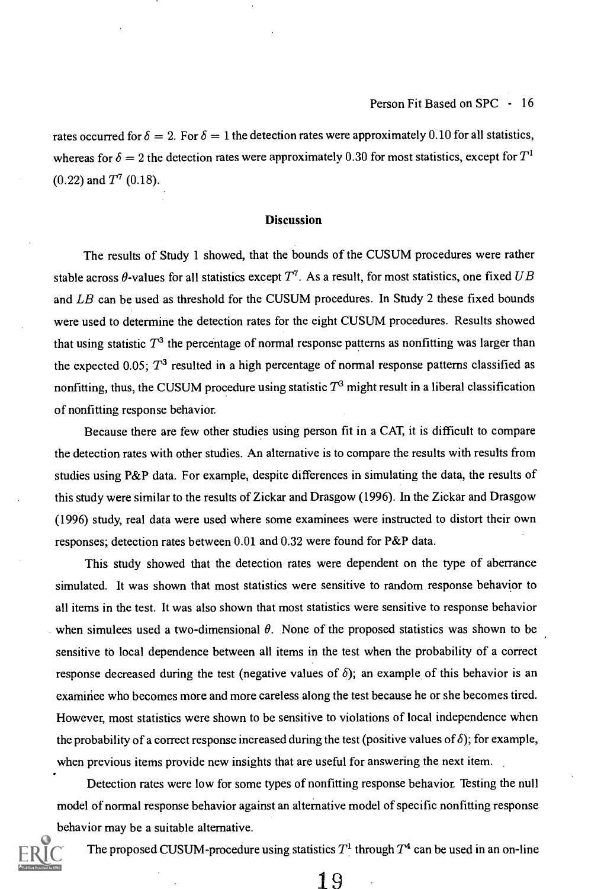rates occurred for $\delta = 2$. For $\delta = 1$ the detection rates were approximately 0.10 for all statistics, whereas for $\delta = 2$ the detection rates were approximately 0.30 for most statistics, except for $T^1$ (0.22) and $T^7$ (0.18).

## Discussion

The results of Study 1 showed, that the bounds of the CUSUM procedures were rather stable across $\theta$-values for all statistics except $T^7$. As a result, for most statistics, one fixed $UB$ and $LB$ can be used as threshold for the CUSUM procedures. In Study 2 these fixed bounds were used to determine the detection rates for the eight CUSUM procedures. Results showed that using statistic $T^3$ the percentage of normal response patterns as nonfitting was larger than the expected 0.05; $T^3$ resulted in a high percentage of normal response patterns classified as nonfitting, thus, the CUSUM procedure using statistic $T^3$ might result in a liberal classification of nonfitting response behavior.

Because there are few other studies using person fit in a CAT, it is difficult to compare the detection rates with other studies. An alternative is to compare the results with results from studies using P&P data. For example, despite differences in simulating the data, the results of this study were similar to the results of Zickar and Drasgow (1996). In the Zickar and Drasgow (1996) study, real data were used where some examinees were instructed to distort their own responses; detection rates between 0.01 and 0.32 were found for P&P data.

This study showed that the detection rates were dependent on the type of aberrance simulated. It was shown that most statistics were sensitive to random response behavior to all items in the test. It was also shown that most statistics were sensitive to response behavior when simulees used a two-dimensional $\theta$. None of the proposed statistics was shown to be sensitive to local dependence between all items in the test when the probability of a correct response decreased during the test (negative values of $\delta$); an example of this behavior is an examinee who becomes more and more careless along the test because he or she becomes tired. However, most statistics were shown to be sensitive to violations of local independence when the probability of a correct response increased during the test (positive values of $\delta$); for example, when previous items provide new insights that are useful for answering the next item.

Detection rates were low for some types of nonfitting response behavior. Testing the null model of normal response behavior against an alternative model of specific nonfitting response behavior may be a suitable alternative.

The proposed CUSUM-procedure using statistics $T^1$ through $T^4$ can be used in an on-line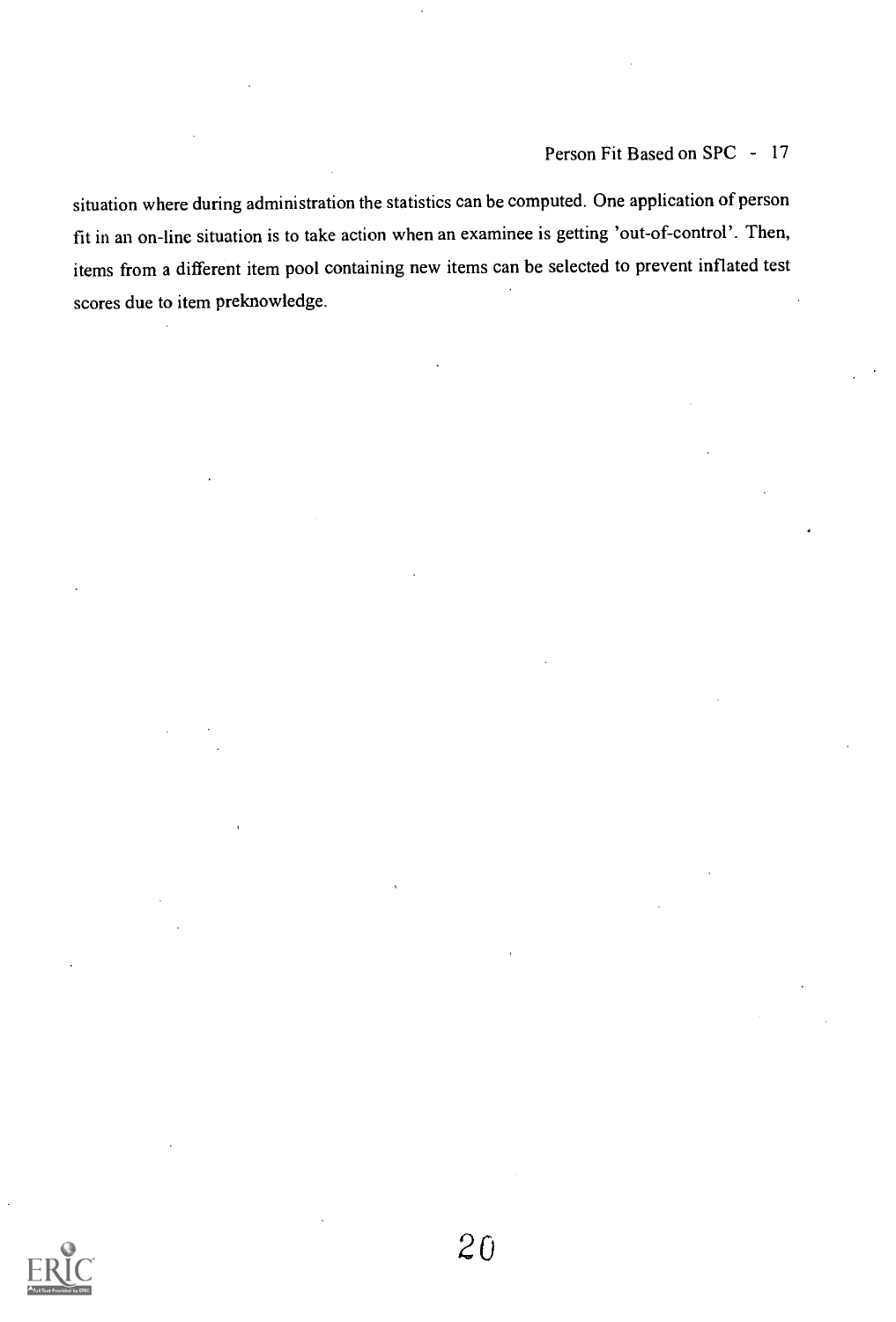situation where during administration the statistics can be computed. One application of person fit in an on-line situation is to take action when an examinee is getting 'out-of-control'. Then, items from a different item pool containing new items can be selected to prevent inflated test scores due to item preknowledge.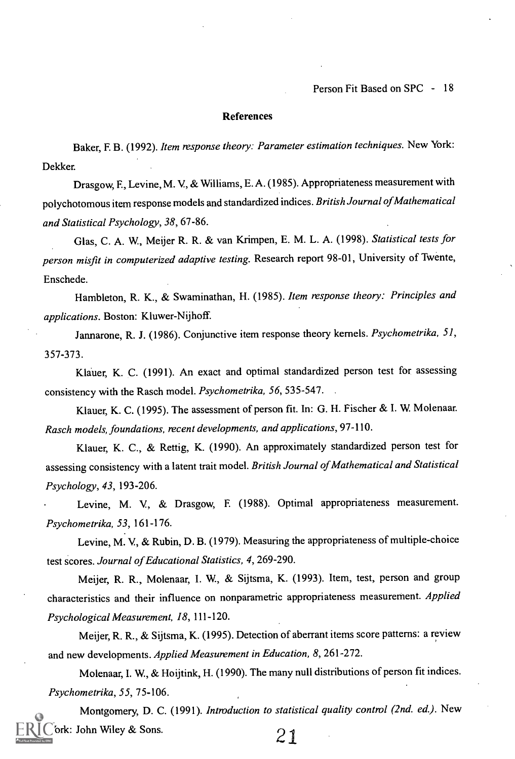## References

Baker, F. B. (1992). *Item response theory: Parameter estimation techniques.* New York: Dekker.

Drasgow, F., Levine, M. V., & Williams, E. A. (1985). Appropriateness measurement with polychotomous item response models and standardized indices. *British Journal of Mathematical and Statistical Psychology, 38*, 67-86.

Glas, C. A. W., Meijer R. R. & van Krimpen, E. M. L. A. (1998). *Statistical tests for person misfit in computerized adaptive testing.* Research report 98-01, University of Twente, Enschede.

Hambleton, R. K., & Swaminathan, H. (1985). *Item response theory: Principles and applications.* Boston: Kluwer-Nijhoff.

Jannarone, R. J. (1986). Conjunctive item response theory kernels. *Psychometrika, 51*, 357-373.

Klauer, K. C. (1991). An exact and optimal standardized person test for assessing consistency with the Rasch model. *Psychometrika, 56*, 535-547.

Klauer, K. C. (1995). The assessment of person fit. In: G. H. Fischer & I. W. Molenaar. *Rasch models, foundations, recent developments, and applications*, 97-110.

Klauer, K. C., & Rettig, K. (1990). An approximately standardized person test for assessing consistency with a latent trait model. *British Journal of Mathematical and Statistical Psychology, 43*, 193-206.

Levine, M. V., & Drasgow, F. (1988). Optimal appropriateness measurement. *Psychometrika, 53*, 161-176.

Levine, M. V., & Rubin, D. B. (1979). Measuring the appropriateness of multiple-choice test scores. *Journal of Educational Statistics, 4*, 269-290.

Meijer, R. R., Molenaar, I. W., & Sijtsma, K. (1993). Item, test, person and group characteristics and their influence on nonparametric appropriateness measurement. *Applied Psychological Measurement, 18*, 111-120.

Meijer, R. R., & Sijtsma, K. (1995). Detection of aberrant items score patterns: a review and new developments. *Applied Measurement in Education, 8*, 261-272.

Molenaar, I. W., & Hoijtink, H. (1990). The many null distributions of person fit indices. *Psychometrika, 55*, 75-106.

Montgomery, D. C. (1991). *Introduction to statistical quality control (2nd. ed.).* New York: John Wiley & Sons.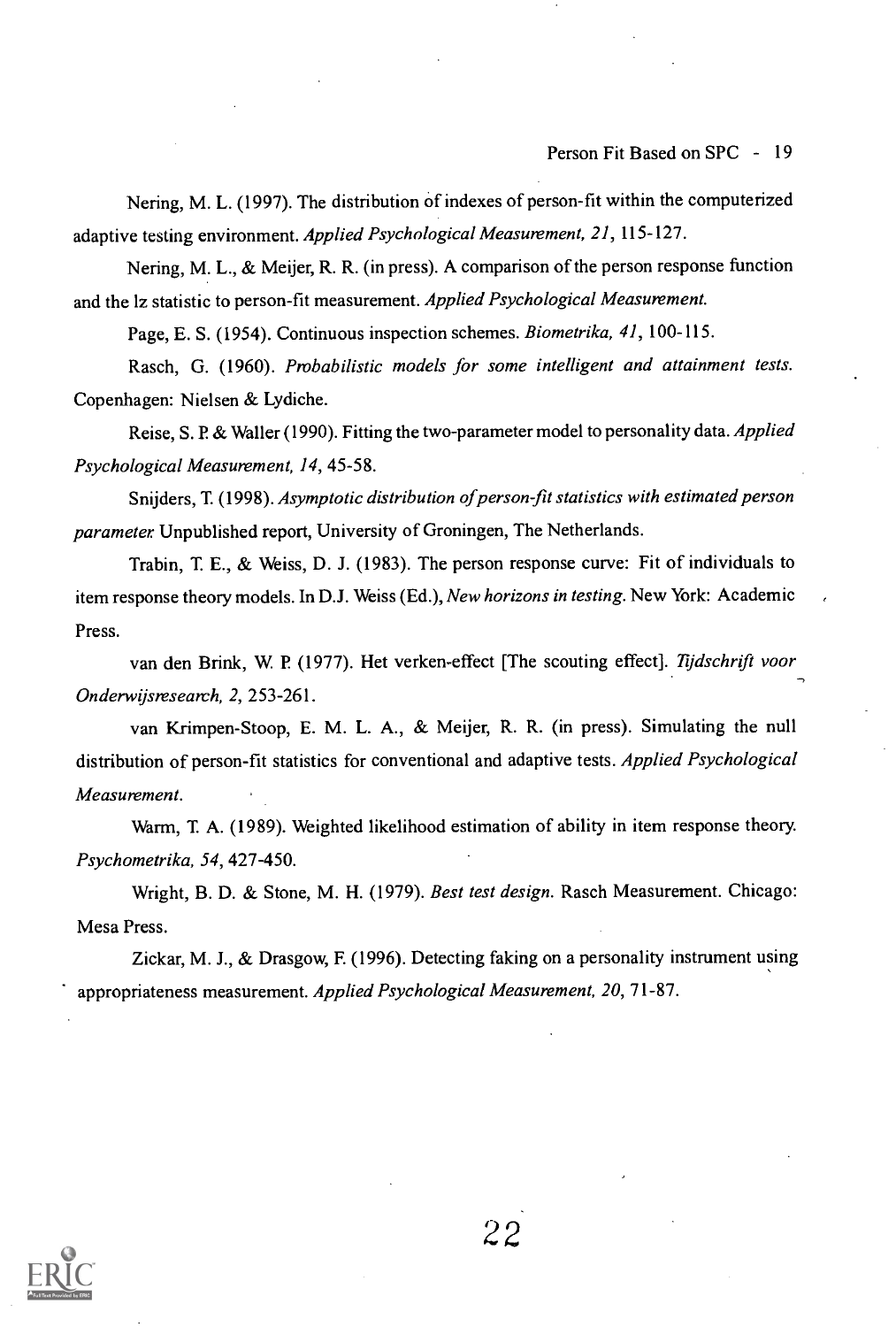Nering, M. L. (1997). The distribution of indexes of person-fit within the computerized adaptive testing environment. *Applied Psychological Measurement, 21*, 115-127.

Nering, M. L., & Meijer, R. R. (in press). A comparison of the person response function and the lz statistic to person-fit measurement. *Applied Psychological Measurement.*

Page, E. S. (1954). Continuous inspection schemes. *Biometrika, 41*, 100-115.

Rasch, G. (1960). *Probabilistic models for some intelligent and attainment tests.* Copenhagen: Nielsen & Lydiche.

Reise, S. P. & Waller (1990). Fitting the two-parameter model to personality data. *Applied Psychological Measurement, 14*, 45-58.

Snijders, T. (1998). *Asymptotic distribution of person-fit statistics with estimated person parameter.* Unpublished report, University of Groningen, The Netherlands.

Trabin, T. E., & Weiss, D. J. (1983). The person response curve: Fit of individuals to item response theory models. In D.J. Weiss (Ed.), *New horizons in testing.* New York: Academic Press.

van den Brink, W. P. (1977). Het verken-effect [The scouting effect]. *Tijdschrift voor Onderwijsresearch, 2*, 253-261.

van Krimpen-Stoop, E. M. L. A., & Meijer, R. R. (in press). Simulating the null distribution of person-fit statistics for conventional and adaptive tests. *Applied Psychological Measurement.*

Warm, T. A. (1989). Weighted likelihood estimation of ability in item response theory. *Psychometrika, 54*, 427-450.

Wright, B. D. & Stone, M. H. (1979). *Best test design.* Rasch Measurement. Chicago: Mesa Press.

Zickar, M. J., & Drasgow, F. (1996). Detecting faking on a personality instrument using appropriateness measurement. *Applied Psychological Measurement, 20*, 71-87.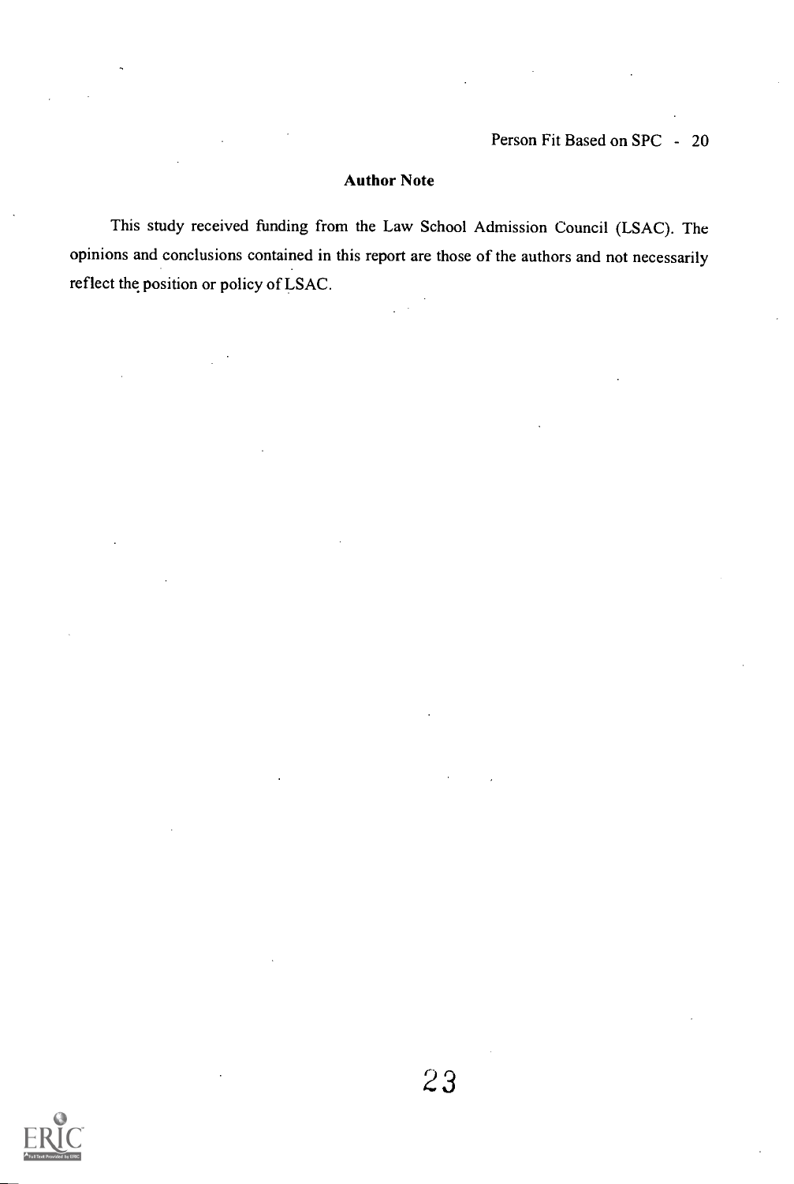## Author Note

This study received funding from the Law School Admission Council (LSAC). The opinions and conclusions contained in this report are those of the authors and not necessarily reflect the position or policy of LSAC.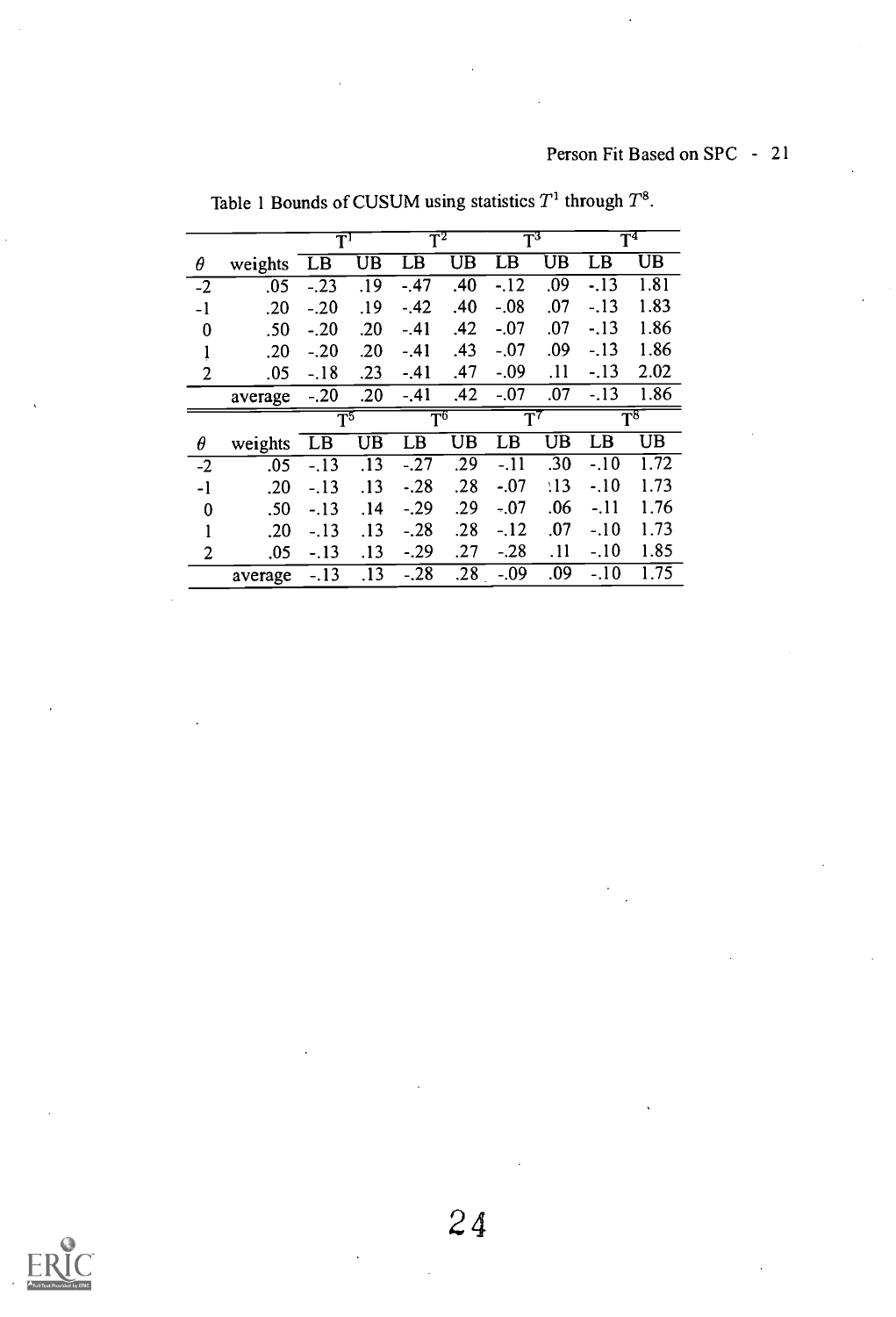Table 1 Bounds of CUSUM using statistics $T^1$ through $T^8$.

| | | $T^1$ | | $T^2$ | | $T^3$ | | $T^4$ | |
|---|---|---|---|---|---|---|---|---|---|
| $\theta$ | weights | LB | UB | LB | UB | LB | UB | LB | UB |
| -2 | .05 | -.23 | .19 | -.47 | .40 | -.12 | .09 | -.13 | 1.81 |
| -1 | .20 | -.20 | .19 | -.42 | .40 | -.08 | .07 | -.13 | 1.83 |
| 0 | .50 | -.20 | .20 | -.41 | .42 | -.07 | .07 | -.13 | 1.86 |
| 1 | .20 | -.20 | .20 | -.41 | .43 | -.07 | .09 | -.13 | 1.86 |
| 2 | .05 | -.18 | .23 | -.41 | .47 | -.09 | .11 | -.13 | 2.02 |
| | average | -.20 | .20 | -.41 | .42 | -.07 | .07 | -.13 | 1.86 |
| | | $T^5$ | | $T^6$ | | $T^7$ | | $T^8$ | |
| $\theta$ | weights | LB | UB | LB | UB | LB | UB | LB | UB |
| -2 | .05 | -.13 | .13 | -.27 | .29 | -.11 | .30 | -.10 | 1.72 |
| -1 | .20 | -.13 | .13 | -.28 | .28 | -.07 | .13 | -.10 | 1.73 |
| 0 | .50 | -.13 | .14 | -.29 | .29 | -.07 | .06 | -.11 | 1.76 |
| 1 | .20 | -.13 | .13 | -.28 | .28 | -.12 | .07 | -.10 | 1.73 |
| 2 | .05 | -.13 | .13 | -.29 | .27 | -.28 | .11 | -.10 | 1.85 |
| | average | -.13 | .13 | -.28 | .28 | -.09 | .09 | -.10 | 1.75 |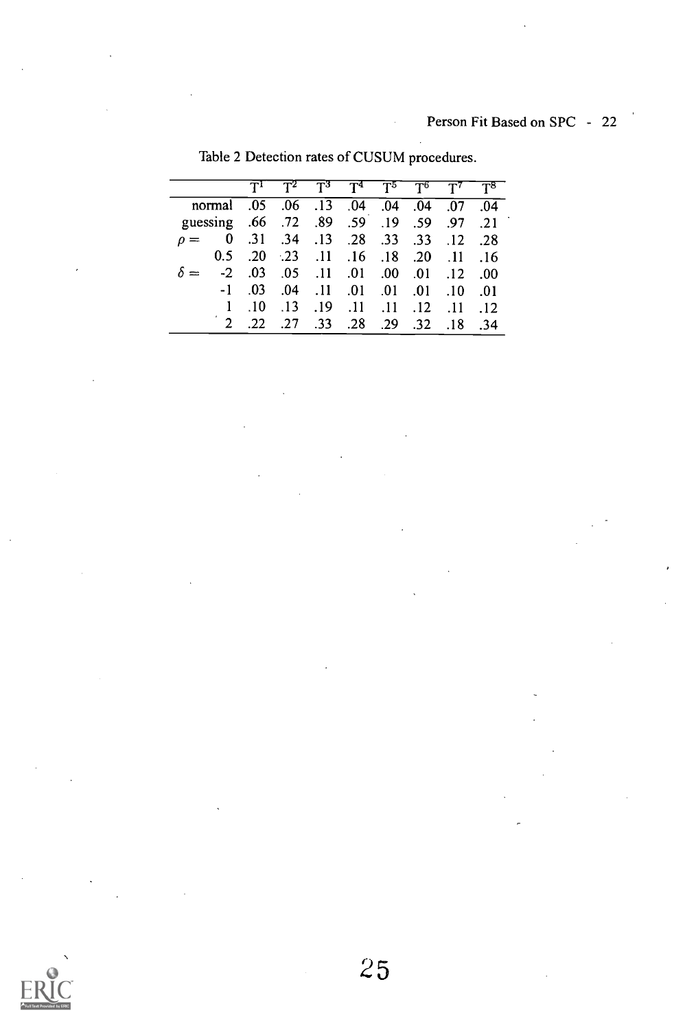Table 2 Detection rates of CUSUM procedures.

| | | $T^1$ | $T^2$ | $T^3$ | $T^4$ | $T^5$ | $T^6$ | $T^7$ | $T^8$ |
|---|---|---|---|---|---|---|---|---|---|
| normal | | .05 | .06 | .13 | .04 | .04 | .04 | .07 | .04 |
| guessing | | .66 | .72 | .89 | .59 | .19 | .59 | .97 | .21 |
| $\rho =$ | 0 | .31 | .34 | .13 | .28 | .33 | .33 | .12 | .28 |
| | 0.5 | .20 | .23 | .11 | .16 | .18 | .20 | .11 | .16 |
| $\delta =$ | -2 | .03 | .05 | .11 | .01 | .00 | .01 | .12 | .00 |
| | -1 | .03 | .04 | .11 | .01 | .01 | .01 | .10 | .01 |
| | 1 | .10 | .13 | .19 | .11 | .11 | .12 | .11 | .12 |
| | 2 | .22 | .27 | .33 | .28 | .29 | .32 | .18 | .34 |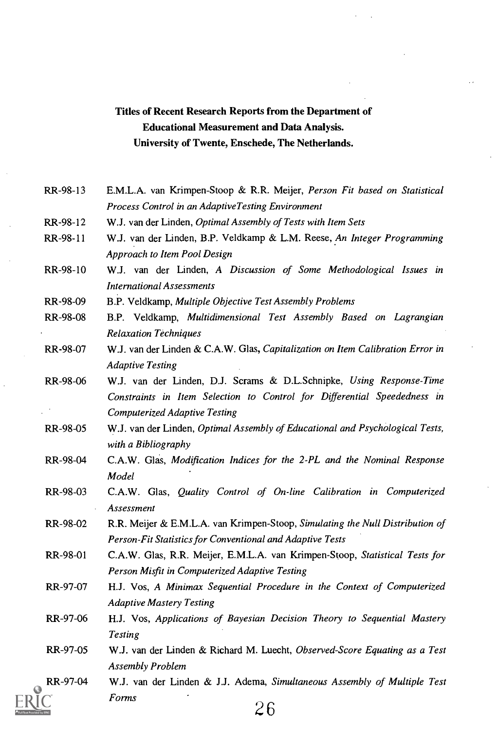**Titles of Recent Research Reports from the Department of Educational Measurement and Data Analysis. University of Twente, Enschede, The Netherlands.**

| | |
|---|---|
| RR-98-13 | E.M.L.A. van Krimpen-Stoop & R.R. Meijer, *Person Fit based on Statistical Process Control in an AdaptiveTesting Environment* |
| RR-98-12 | W.J. van der Linden, *Optimal Assembly of Tests with Item Sets* |
| RR-98-11 | W.J. van der Linden, B.P. Veldkamp & L.M. Reese, *An Integer Programming Approach to Item Pool Design* |
| RR-98-10 | W.J. van der Linden, *A Discussion of Some Methodological Issues in International Assessments* |
| RR-98-09 | B.P. Veldkamp, *Multiple Objective Test Assembly Problems* |
| RR-98-08 | B.P. Veldkamp, *Multidimensional Test Assembly Based on Lagrangian Relaxation Techniques* |
| RR-98-07 | W.J. van der Linden & C.A.W. Glas, *Capitalization on Item Calibration Error in Adaptive Testing* |
| RR-98-06 | W.J. van der Linden, D.J. Scrams & D.L.Schnipke, *Using Response-Time Constraints in Item Selection to Control for Differential Speededness in Computerized Adaptive Testing* |
| RR-98-05 | W.J. van der Linden, *Optimal Assembly of Educational and Psychological Tests, with a Bibliography* |
| RR-98-04 | C.A.W. Glas, *Modification Indices for the 2-PL and the Nominal Response Model* |
| RR-98-03 | C.A.W. Glas, *Quality Control of On-line Calibration in Computerized Assessment* |
| RR-98-02 | R.R. Meijer & E.M.L.A. van Krimpen-Stoop, *Simulating the Null Distribution of Person-Fit Statistics for Conventional and Adaptive Tests* |
| RR-98-01 | C.A.W. Glas, R.R. Meijer, E.M.L.A. van Krimpen-Stoop, *Statistical Tests for Person Misfit in Computerized Adaptive Testing* |
| RR-97-07 | H.J. Vos, *A Minimax Sequential Procedure in the Context of Computerized Adaptive Mastery Testing* |
| RR-97-06 | H.J. Vos, *Applications of Bayesian Decision Theory to Sequential Mastery Testing* |
| RR-97-05 | W.J. van der Linden & Richard M. Luecht, *Observed-Score Equating as a Test Assembly Problem* |
| RR-97-04 | W.J. van der Linden & J.J. Adema, *Simultaneous Assembly of Multiple Test Forms* |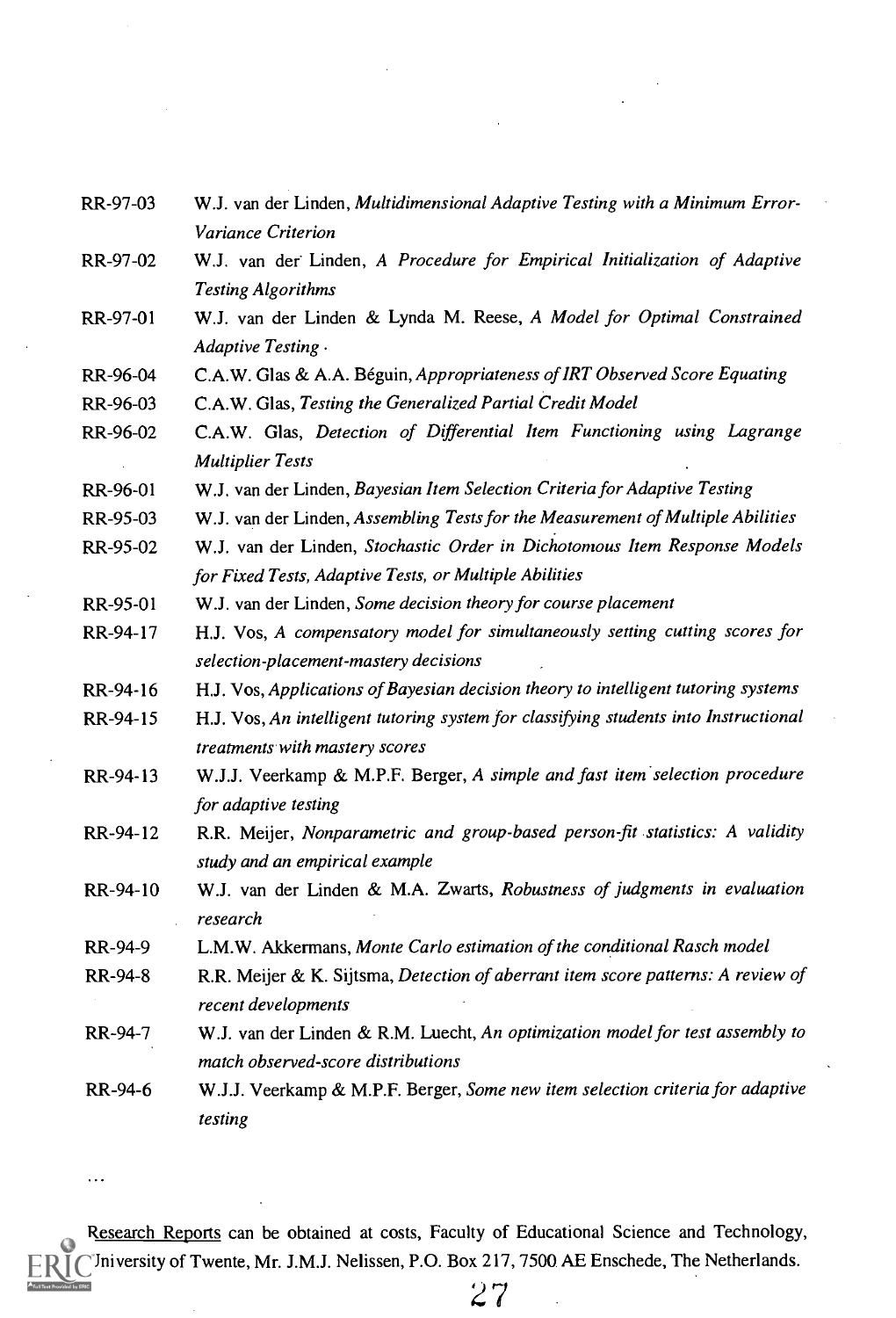RR-97-03 W.J. van der Linden, *Multidimensional Adaptive Testing with a Minimum Error-Variance Criterion*

RR-97-02 W.J. van der Linden, *A Procedure for Empirical Initialization of Adaptive Testing Algorithms*

RR-97-01 W.J. van der Linden & Lynda M. Reese, *A Model for Optimal Constrained Adaptive Testing*

RR-96-04 C.A.W. Glas & A.A. Béguin, *Appropriateness of IRT Observed Score Equating*

RR-96-03 C.A.W. Glas, *Testing the Generalized Partial Credit Model*

RR-96-02 C.A.W. Glas, *Detection of Differential Item Functioning using Lagrange Multiplier Tests*

RR-96-01 W.J. van der Linden, *Bayesian Item Selection Criteria for Adaptive Testing*

RR-95-03 W.J. van der Linden, *Assembling Tests for the Measurement of Multiple Abilities*

RR-95-02 W.J. van der Linden, *Stochastic Order in Dichotomous Item Response Models for Fixed Tests, Adaptive Tests, or Multiple Abilities*

RR-95-01 W.J. van der Linden, *Some decision theory for course placement*

RR-94-17 H.J. Vos, *A compensatory model for simultaneously setting cutting scores for selection-placement-mastery decisions*

RR-94-16 H.J. Vos, *Applications of Bayesian decision theory to intelligent tutoring systems*

RR-94-15 H.J. Vos, *An intelligent tutoring system for classifying students into Instructional treatments with mastery scores*

RR-94-13 W.J.J. Veerkamp & M.P.F. Berger, *A simple and fast item selection procedure for adaptive testing*

RR-94-12 R.R. Meijer, *Nonparametric and group-based person-fit statistics: A validity study and an empirical example*

RR-94-10 W.J. van der Linden & M.A. Zwarts, *Robustness of judgments in evaluation research*

RR-94-9 L.M.W. Akkermans, *Monte Carlo estimation of the conditional Rasch model*

RR-94-8 R.R. Meijer & K. Sijtsma, *Detection of aberrant item score patterns: A review of recent developments*

RR-94-7 W.J. van der Linden & R.M. Luecht, *An optimization model for test assembly to match observed-score distributions*

RR-94-6 W.J.J. Veerkamp & M.P.F. Berger, *Some new item selection criteria for adaptive testing*

...

Research Reports can be obtained at costs, Faculty of Educational Science and Technology, University of Twente, Mr. J.M.J. Nelissen, P.O. Box 217, 7500 AE Enschede, The Netherlands.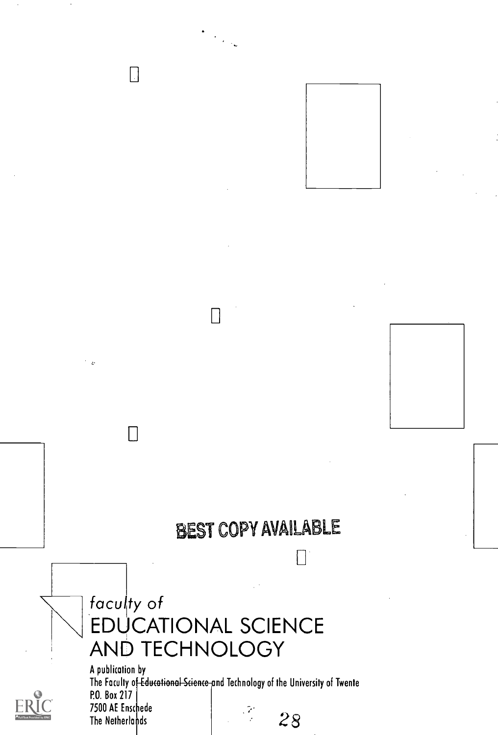BEST COPY AVAILABLE

*faculty of*

# EDUCATIONAL SCIENCE AND TECHNOLOGY

A publication by
The Faculty of ~~Educational Science~~ and Technology of the University of Twente
P.O. Box 217
7500 AE Enschede
The Netherlands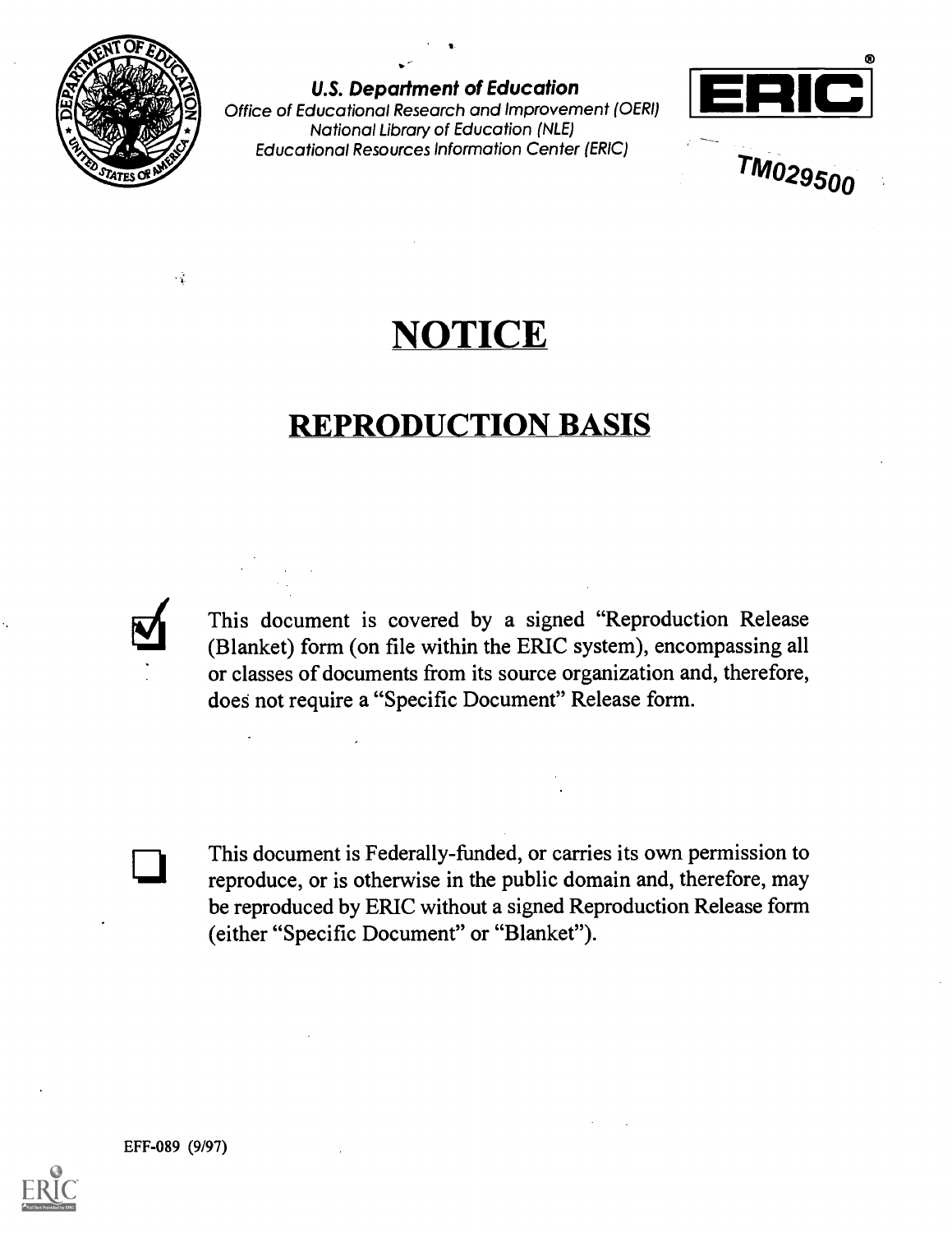**U.S. Department of Education**
*Office of Educational Research and Improvement (OERI)*
*National Library of Education (NLE)*
*Educational Resources Information Center (ERIC)*

ERIC®

TM029500

# NOTICE

## REPRODUCTION BASIS

☑ This document is covered by a signed "Reproduction Release (Blanket) form (on file within the ERIC system), encompassing all or classes of documents from its source organization and, therefore, does not require a "Specific Document" Release form.

☐ This document is Federally-funded, or carries its own permission to reproduce, or is otherwise in the public domain and, therefore, may be reproduced by ERIC without a signed Reproduction Release form (either "Specific Document" or "Blanket").

EFF-089 (9/97)